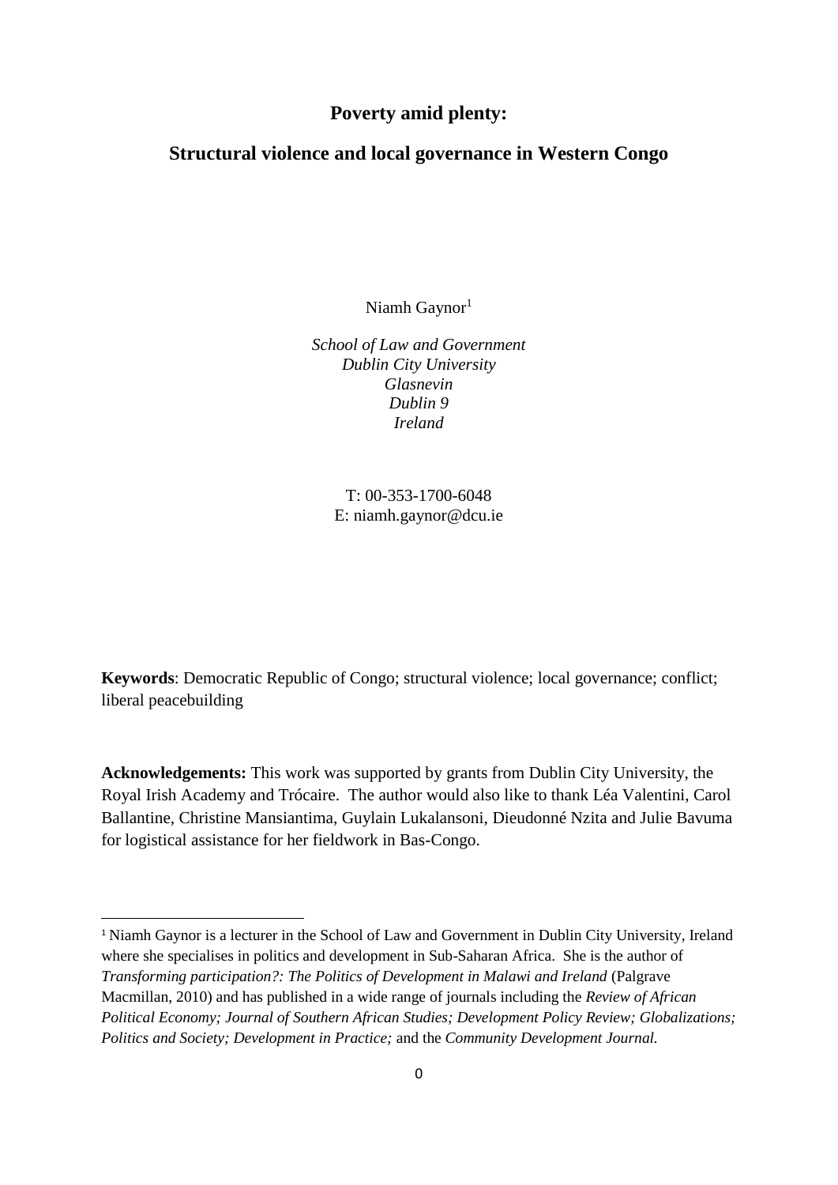# Poverty amid plenty:

## Structural violence and local governance in Western Congo

Niamh Gaynor[1]

*School of Law and Government*
*Dublin City University*
*Glasnevin*
*Dublin 9*
*Ireland*

T: 00-353-1700-6048
E: niamh.gaynor@dcu.ie

**Keywords**: Democratic Republic of Congo; structural violence; local governance; conflict; liberal peacebuilding

**Acknowledgements:** This work was supported by grants from Dublin City University, the Royal Irish Academy and Trócaire. The author would also like to thank Léa Valentini, Carol Ballantine, Christine Mansiantima, Guylain Lukalansoni, Dieudonné Nzita and Julie Bavuma for logistical assistance for her fieldwork in Bas-Congo.

[1] Niamh Gaynor is a lecturer in the School of Law and Government in Dublin City University, Ireland where she specialises in politics and development in Sub-Saharan Africa. She is the author of *Transforming participation?: The Politics of Development in Malawi and Ireland* (Palgrave Macmillan, 2010) and has published in a wide range of journals including the *Review of African Political Economy; Journal of Southern African Studies; Development Policy Review; Globalizations; Politics and Society; Development in Practice;* and the *Community Development Journal.*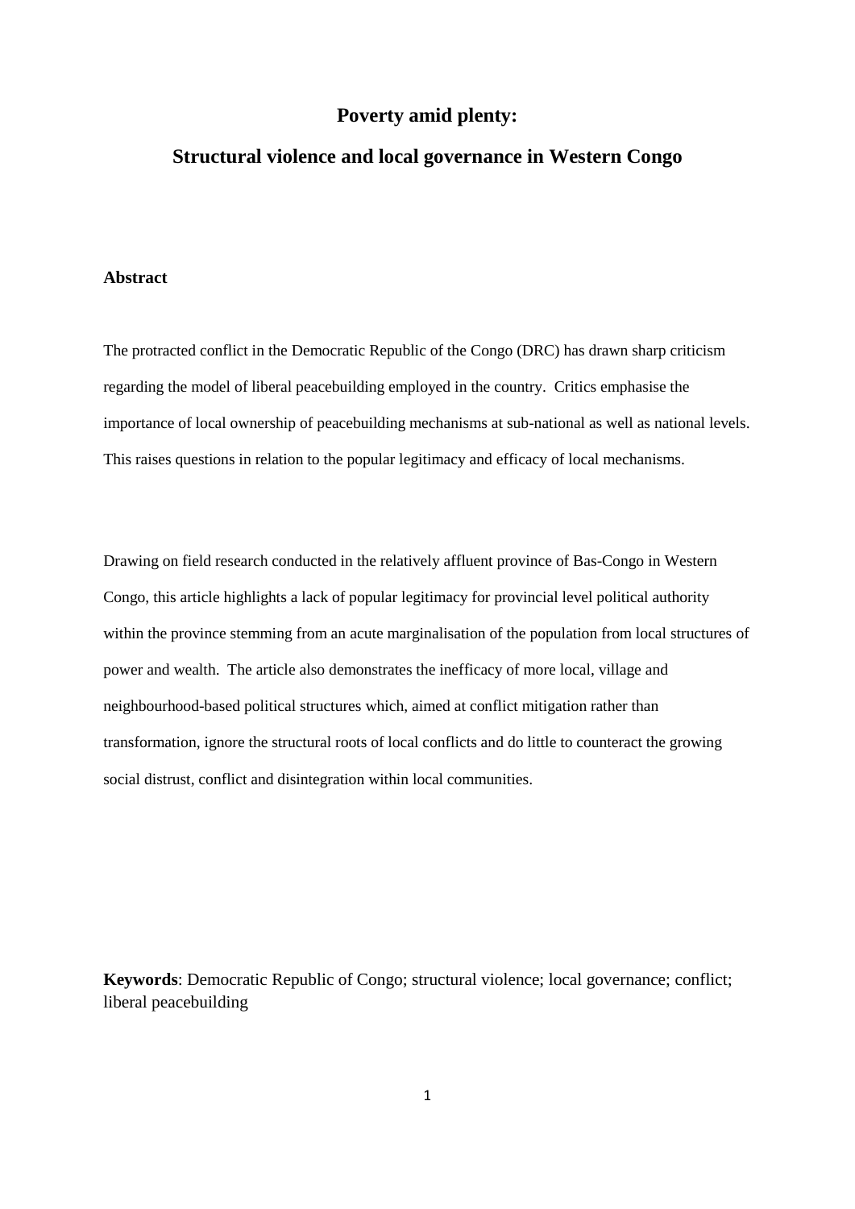# Poverty amid plenty:

# Structural violence and local governance in Western Congo

## Abstract

The protracted conflict in the Democratic Republic of the Congo (DRC) has drawn sharp criticism regarding the model of liberal peacebuilding employed in the country. Critics emphasise the importance of local ownership of peacebuilding mechanisms at sub-national as well as national levels. This raises questions in relation to the popular legitimacy and efficacy of local mechanisms.

Drawing on field research conducted in the relatively affluent province of Bas-Congo in Western Congo, this article highlights a lack of popular legitimacy for provincial level political authority within the province stemming from an acute marginalisation of the population from local structures of power and wealth. The article also demonstrates the inefficacy of more local, village and neighbourhood-based political structures which, aimed at conflict mitigation rather than transformation, ignore the structural roots of local conflicts and do little to counteract the growing social distrust, conflict and disintegration within local communities.

**Keywords**: Democratic Republic of Congo; structural violence; local governance; conflict; liberal peacebuilding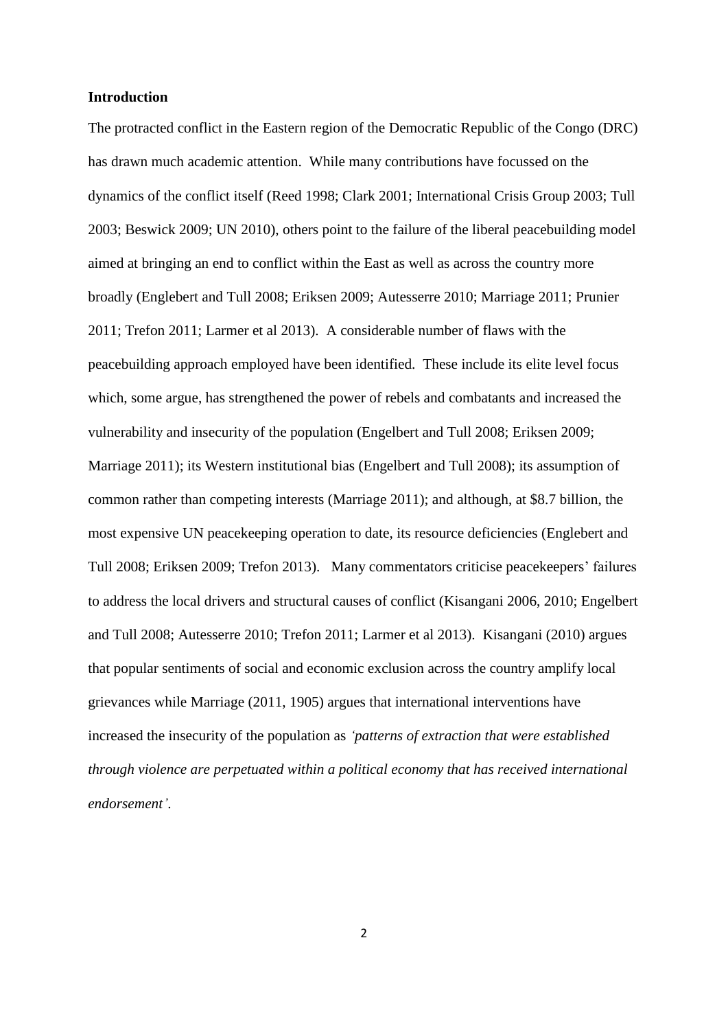**Introduction**

The protracted conflict in the Eastern region of the Democratic Republic of the Congo (DRC) has drawn much academic attention. While many contributions have focussed on the dynamics of the conflict itself (Reed 1998; Clark 2001; International Crisis Group 2003; Tull 2003; Beswick 2009; UN 2010), others point to the failure of the liberal peacebuilding model aimed at bringing an end to conflict within the East as well as across the country more broadly (Englebert and Tull 2008; Eriksen 2009; Autesserre 2010; Marriage 2011; Prunier 2011; Trefon 2011; Larmer et al 2013). A considerable number of flaws with the peacebuilding approach employed have been identified. These include its elite level focus which, some argue, has strengthened the power of rebels and combatants and increased the vulnerability and insecurity of the population (Engelbert and Tull 2008; Eriksen 2009; Marriage 2011); its Western institutional bias (Engelbert and Tull 2008); its assumption of common rather than competing interests (Marriage 2011); and although, at $8.7 billion, the most expensive UN peacekeeping operation to date, its resource deficiencies (Englebert and Tull 2008; Eriksen 2009; Trefon 2013). Many commentators criticise peacekeepers' failures to address the local drivers and structural causes of conflict (Kisangani 2006, 2010; Engelbert and Tull 2008; Autesserre 2010; Trefon 2011; Larmer et al 2013). Kisangani (2010) argues that popular sentiments of social and economic exclusion across the country amplify local grievances while Marriage (2011, 1905) argues that international interventions have increased the insecurity of the population as *'patterns of extraction that were established through violence are perpetuated within a political economy that has received international endorsement'.*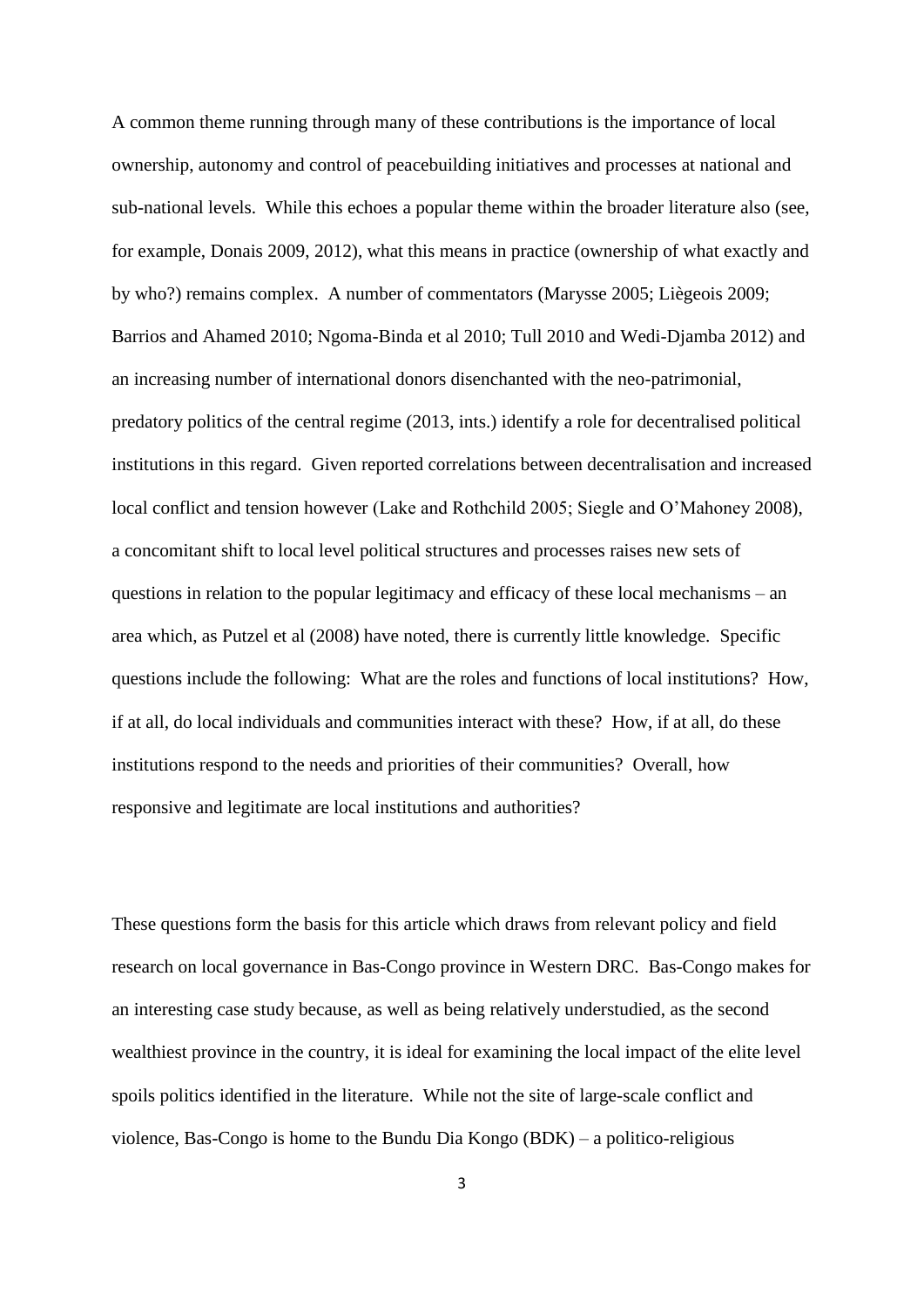A common theme running through many of these contributions is the importance of local ownership, autonomy and control of peacebuilding initiatives and processes at national and sub-national levels. While this echoes a popular theme within the broader literature also (see, for example, Donais 2009, 2012), what this means in practice (ownership of what exactly and by who?) remains complex. A number of commentators (Marysse 2005; Liègeois 2009; Barrios and Ahamed 2010; Ngoma-Binda et al 2010; Tull 2010 and Wedi-Djamba 2012) and an increasing number of international donors disenchanted with the neo-patrimonial, predatory politics of the central regime (2013, ints.) identify a role for decentralised political institutions in this regard. Given reported correlations between decentralisation and increased local conflict and tension however (Lake and Rothchild 2005; Siegle and O'Mahoney 2008), a concomitant shift to local level political structures and processes raises new sets of questions in relation to the popular legitimacy and efficacy of these local mechanisms – an area which, as Putzel et al (2008) have noted, there is currently little knowledge. Specific questions include the following: What are the roles and functions of local institutions? How, if at all, do local individuals and communities interact with these? How, if at all, do these institutions respond to the needs and priorities of their communities? Overall, how responsive and legitimate are local institutions and authorities?

These questions form the basis for this article which draws from relevant policy and field research on local governance in Bas-Congo province in Western DRC. Bas-Congo makes for an interesting case study because, as well as being relatively understudied, as the second wealthiest province in the country, it is ideal for examining the local impact of the elite level spoils politics identified in the literature. While not the site of large-scale conflict and violence, Bas-Congo is home to the Bundu Dia Kongo (BDK) – a politico-religious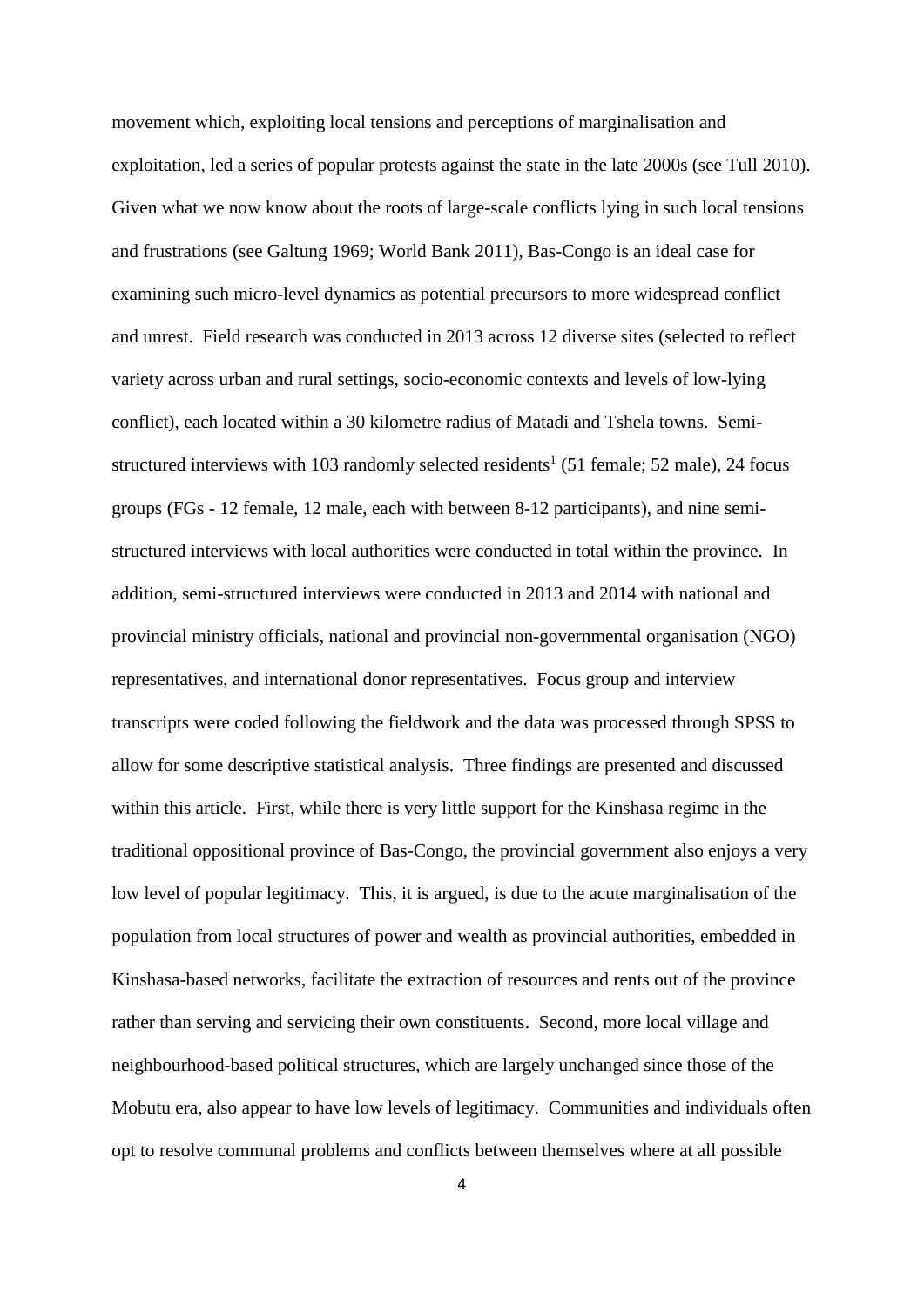movement which, exploiting local tensions and perceptions of marginalisation and exploitation, led a series of popular protests against the state in the late 2000s (see Tull 2010). Given what we now know about the roots of large-scale conflicts lying in such local tensions and frustrations (see Galtung 1969; World Bank 2011), Bas-Congo is an ideal case for examining such micro-level dynamics as potential precursors to more widespread conflict and unrest. Field research was conducted in 2013 across 12 diverse sites (selected to reflect variety across urban and rural settings, socio-economic contexts and levels of low-lying conflict), each located within a 30 kilometre radius of Matadi and Tshela towns. Semi-structured interviews with 103 randomly selected residents[1] (51 female; 52 male), 24 focus groups (FGs - 12 female, 12 male, each with between 8-12 participants), and nine semi-structured interviews with local authorities were conducted in total within the province. In addition, semi-structured interviews were conducted in 2013 and 2014 with national and provincial ministry officials, national and provincial non-governmental organisation (NGO) representatives, and international donor representatives. Focus group and interview transcripts were coded following the fieldwork and the data was processed through SPSS to allow for some descriptive statistical analysis. Three findings are presented and discussed within this article. First, while there is very little support for the Kinshasa regime in the traditional oppositional province of Bas-Congo, the provincial government also enjoys a very low level of popular legitimacy. This, it is argued, is due to the acute marginalisation of the population from local structures of power and wealth as provincial authorities, embedded in Kinshasa-based networks, facilitate the extraction of resources and rents out of the province rather than serving and servicing their own constituents. Second, more local village and neighbourhood-based political structures, which are largely unchanged since those of the Mobutu era, also appear to have low levels of legitimacy. Communities and individuals often opt to resolve communal problems and conflicts between themselves where at all possible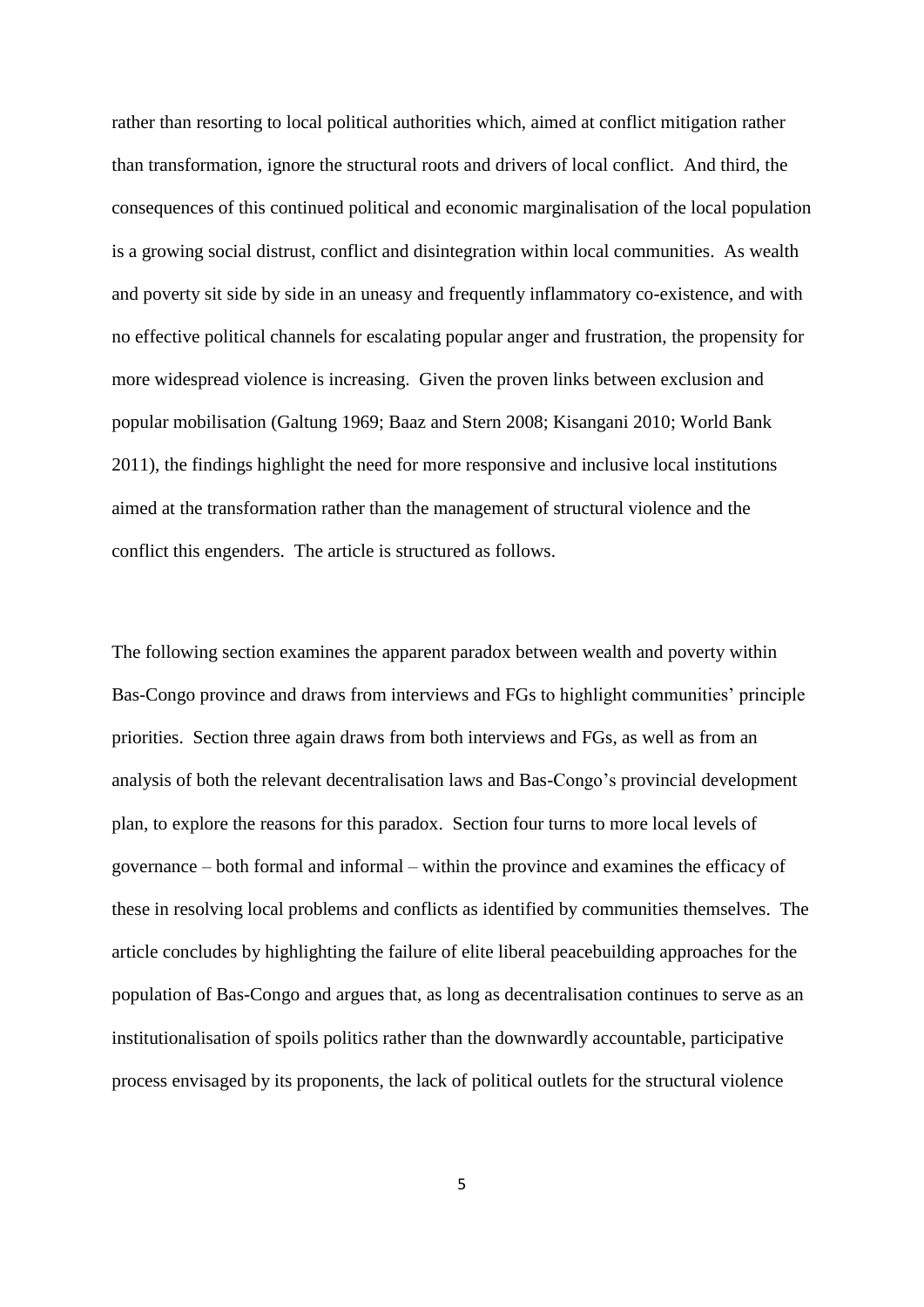rather than resorting to local political authorities which, aimed at conflict mitigation rather than transformation, ignore the structural roots and drivers of local conflict. And third, the consequences of this continued political and economic marginalisation of the local population is a growing social distrust, conflict and disintegration within local communities. As wealth and poverty sit side by side in an uneasy and frequently inflammatory co-existence, and with no effective political channels for escalating popular anger and frustration, the propensity for more widespread violence is increasing. Given the proven links between exclusion and popular mobilisation (Galtung 1969; Baaz and Stern 2008; Kisangani 2010; World Bank 2011), the findings highlight the need for more responsive and inclusive local institutions aimed at the transformation rather than the management of structural violence and the conflict this engenders. The article is structured as follows.

The following section examines the apparent paradox between wealth and poverty within Bas-Congo province and draws from interviews and FGs to highlight communities' principle priorities. Section three again draws from both interviews and FGs, as well as from an analysis of both the relevant decentralisation laws and Bas-Congo's provincial development plan, to explore the reasons for this paradox. Section four turns to more local levels of governance – both formal and informal – within the province and examines the efficacy of these in resolving local problems and conflicts as identified by communities themselves. The article concludes by highlighting the failure of elite liberal peacebuilding approaches for the population of Bas-Congo and argues that, as long as decentralisation continues to serve as an institutionalisation of spoils politics rather than the downwardly accountable, participative process envisaged by its proponents, the lack of political outlets for the structural violence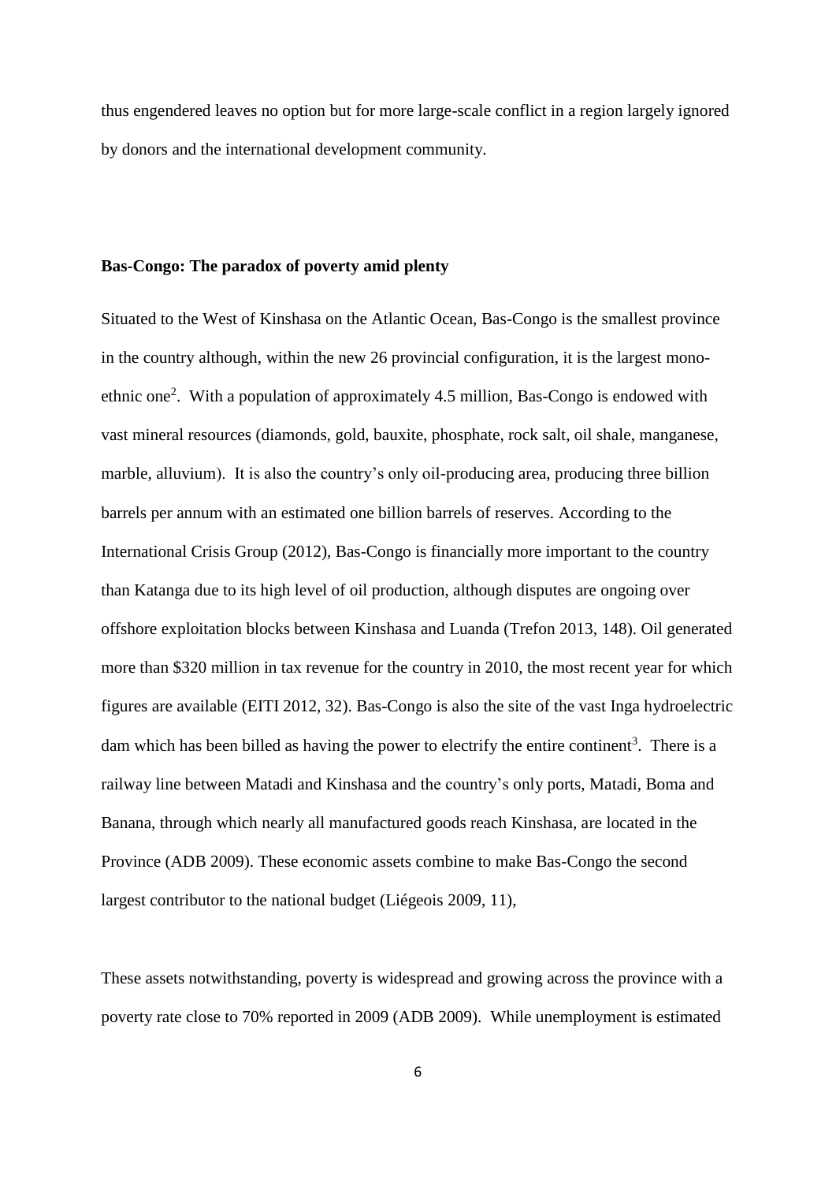thus engendered leaves no option but for more large-scale conflict in a region largely ignored by donors and the international development community.

**Bas-Congo: The paradox of poverty amid plenty**

Situated to the West of Kinshasa on the Atlantic Ocean, Bas-Congo is the smallest province in the country although, within the new 26 provincial configuration, it is the largest mono-ethnic one[2]. With a population of approximately 4.5 million, Bas-Congo is endowed with vast mineral resources (diamonds, gold, bauxite, phosphate, rock salt, oil shale, manganese, marble, alluvium). It is also the country's only oil-producing area, producing three billion barrels per annum with an estimated one billion barrels of reserves. According to the International Crisis Group (2012), Bas-Congo is financially more important to the country than Katanga due to its high level of oil production, although disputes are ongoing over offshore exploitation blocks between Kinshasa and Luanda (Trefon 2013, 148). Oil generated more than \$320 million in tax revenue for the country in 2010, the most recent year for which figures are available (EITI 2012, 32). Bas-Congo is also the site of the vast Inga hydroelectric dam which has been billed as having the power to electrify the entire continent[3]. There is a railway line between Matadi and Kinshasa and the country's only ports, Matadi, Boma and Banana, through which nearly all manufactured goods reach Kinshasa, are located in the Province (ADB 2009). These economic assets combine to make Bas-Congo the second largest contributor to the national budget (Liégeois 2009, 11),

These assets notwithstanding, poverty is widespread and growing across the province with a poverty rate close to 70% reported in 2009 (ADB 2009). While unemployment is estimated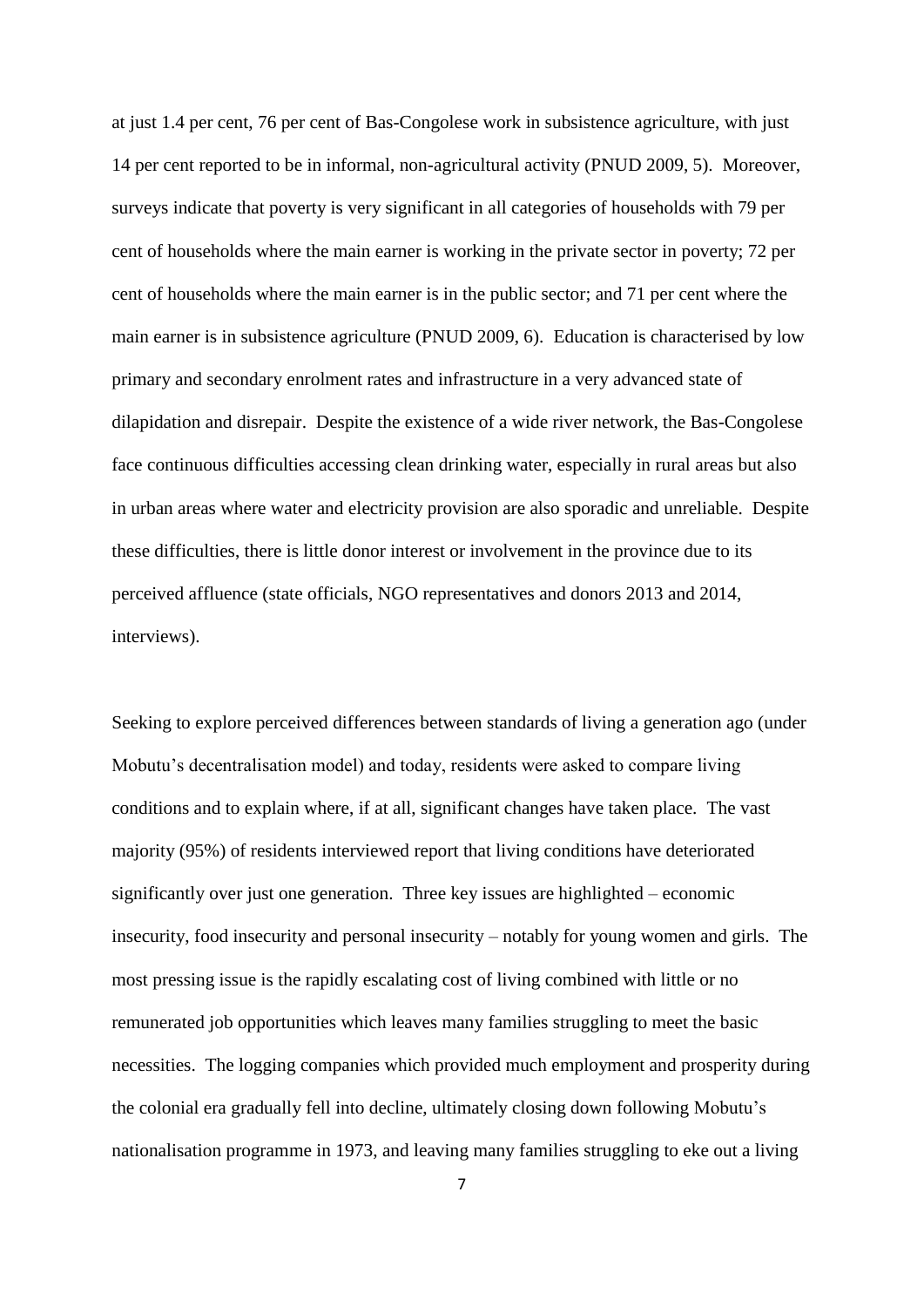at just 1.4 per cent, 76 per cent of Bas-Congolese work in subsistence agriculture, with just 14 per cent reported to be in informal, non-agricultural activity (PNUD 2009, 5). Moreover, surveys indicate that poverty is very significant in all categories of households with 79 per cent of households where the main earner is working in the private sector in poverty; 72 per cent of households where the main earner is in the public sector; and 71 per cent where the main earner is in subsistence agriculture (PNUD 2009, 6). Education is characterised by low primary and secondary enrolment rates and infrastructure in a very advanced state of dilapidation and disrepair. Despite the existence of a wide river network, the Bas-Congolese face continuous difficulties accessing clean drinking water, especially in rural areas but also in urban areas where water and electricity provision are also sporadic and unreliable. Despite these difficulties, there is little donor interest or involvement in the province due to its perceived affluence (state officials, NGO representatives and donors 2013 and 2014, interviews).

Seeking to explore perceived differences between standards of living a generation ago (under Mobutu's decentralisation model) and today, residents were asked to compare living conditions and to explain where, if at all, significant changes have taken place. The vast majority (95%) of residents interviewed report that living conditions have deteriorated significantly over just one generation. Three key issues are highlighted – economic insecurity, food insecurity and personal insecurity – notably for young women and girls. The most pressing issue is the rapidly escalating cost of living combined with little or no remunerated job opportunities which leaves many families struggling to meet the basic necessities. The logging companies which provided much employment and prosperity during the colonial era gradually fell into decline, ultimately closing down following Mobutu's nationalisation programme in 1973, and leaving many families struggling to eke out a living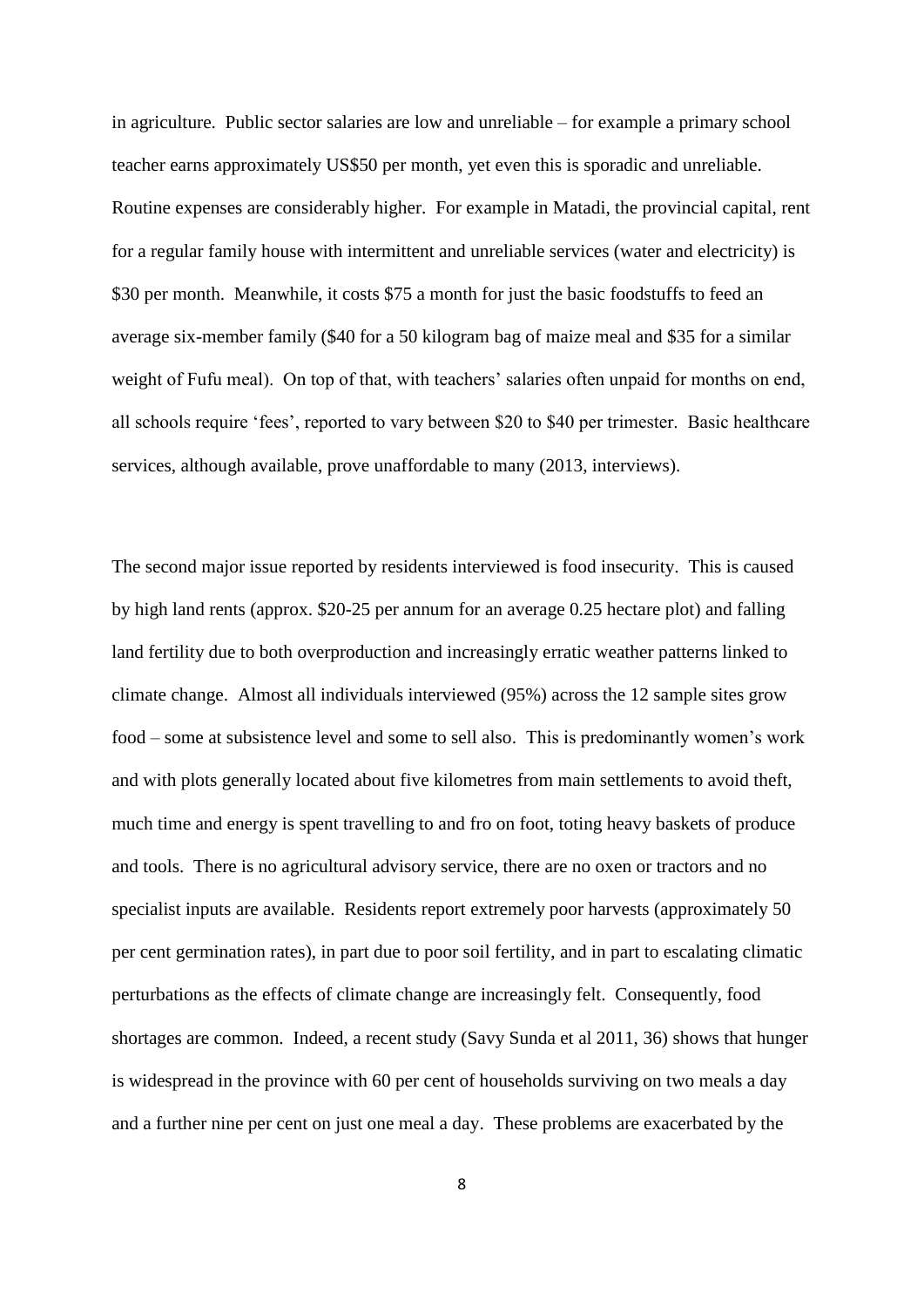in agriculture. Public sector salaries are low and unreliable – for example a primary school teacher earns approximately US$50 per month, yet even this is sporadic and unreliable. Routine expenses are considerably higher. For example in Matadi, the provincial capital, rent for a regular family house with intermittent and unreliable services (water and electricity) is $30 per month. Meanwhile, it costs $75 a month for just the basic foodstuffs to feed an average six-member family ($40 for a 50 kilogram bag of maize meal and $35 for a similar weight of Fufu meal). On top of that, with teachers' salaries often unpaid for months on end, all schools require 'fees', reported to vary between $20 to $40 per trimester. Basic healthcare services, although available, prove unaffordable to many (2013, interviews).

The second major issue reported by residents interviewed is food insecurity. This is caused by high land rents (approx. $20-25 per annum for an average 0.25 hectare plot) and falling land fertility due to both overproduction and increasingly erratic weather patterns linked to climate change. Almost all individuals interviewed (95%) across the 12 sample sites grow food – some at subsistence level and some to sell also. This is predominantly women's work and with plots generally located about five kilometres from main settlements to avoid theft, much time and energy is spent travelling to and fro on foot, toting heavy baskets of produce and tools. There is no agricultural advisory service, there are no oxen or tractors and no specialist inputs are available. Residents report extremely poor harvests (approximately 50 per cent germination rates), in part due to poor soil fertility, and in part to escalating climatic perturbations as the effects of climate change are increasingly felt. Consequently, food shortages are common. Indeed, a recent study (Savy Sunda et al 2011, 36) shows that hunger is widespread in the province with 60 per cent of households surviving on two meals a day and a further nine per cent on just one meal a day. These problems are exacerbated by the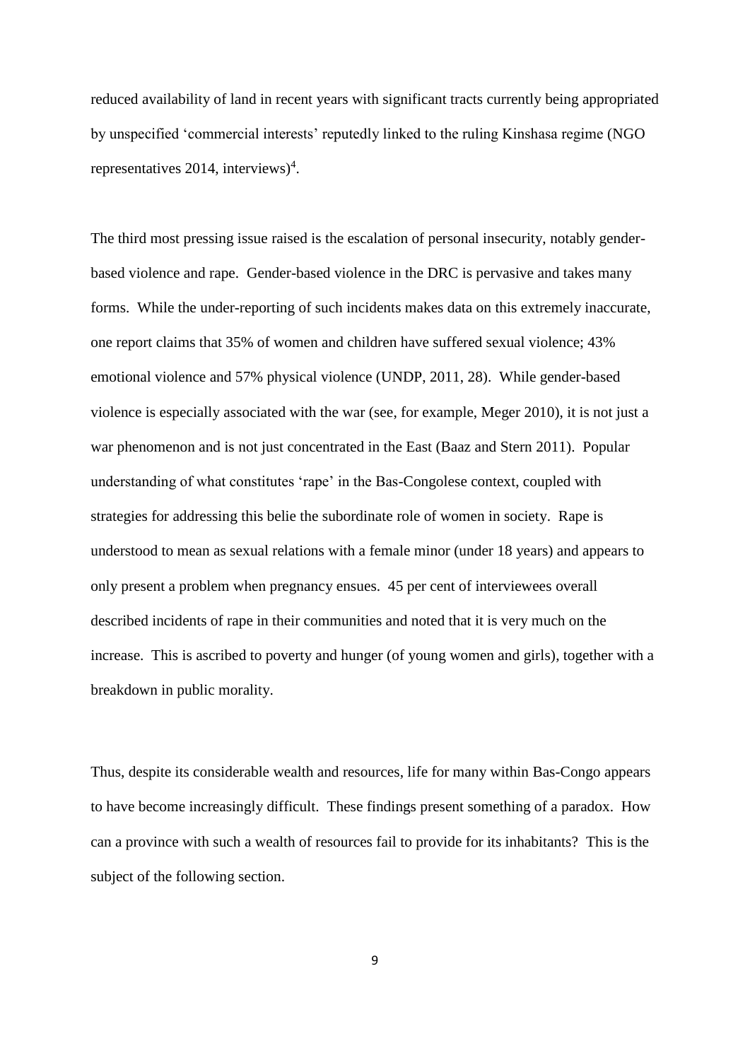reduced availability of land in recent years with significant tracts currently being appropriated by unspecified 'commercial interests' reputedly linked to the ruling Kinshasa regime (NGO representatives 2014, interviews)[4].

The third most pressing issue raised is the escalation of personal insecurity, notably gender-based violence and rape. Gender-based violence in the DRC is pervasive and takes many forms. While the under-reporting of such incidents makes data on this extremely inaccurate, one report claims that 35% of women and children have suffered sexual violence; 43% emotional violence and 57% physical violence (UNDP, 2011, 28). While gender-based violence is especially associated with the war (see, for example, Meger 2010), it is not just a war phenomenon and is not just concentrated in the East (Baaz and Stern 2011). Popular understanding of what constitutes 'rape' in the Bas-Congolese context, coupled with strategies for addressing this belie the subordinate role of women in society. Rape is understood to mean as sexual relations with a female minor (under 18 years) and appears to only present a problem when pregnancy ensues. 45 per cent of interviewees overall described incidents of rape in their communities and noted that it is very much on the increase. This is ascribed to poverty and hunger (of young women and girls), together with a breakdown in public morality.

Thus, despite its considerable wealth and resources, life for many within Bas-Congo appears to have become increasingly difficult. These findings present something of a paradox. How can a province with such a wealth of resources fail to provide for its inhabitants? This is the subject of the following section.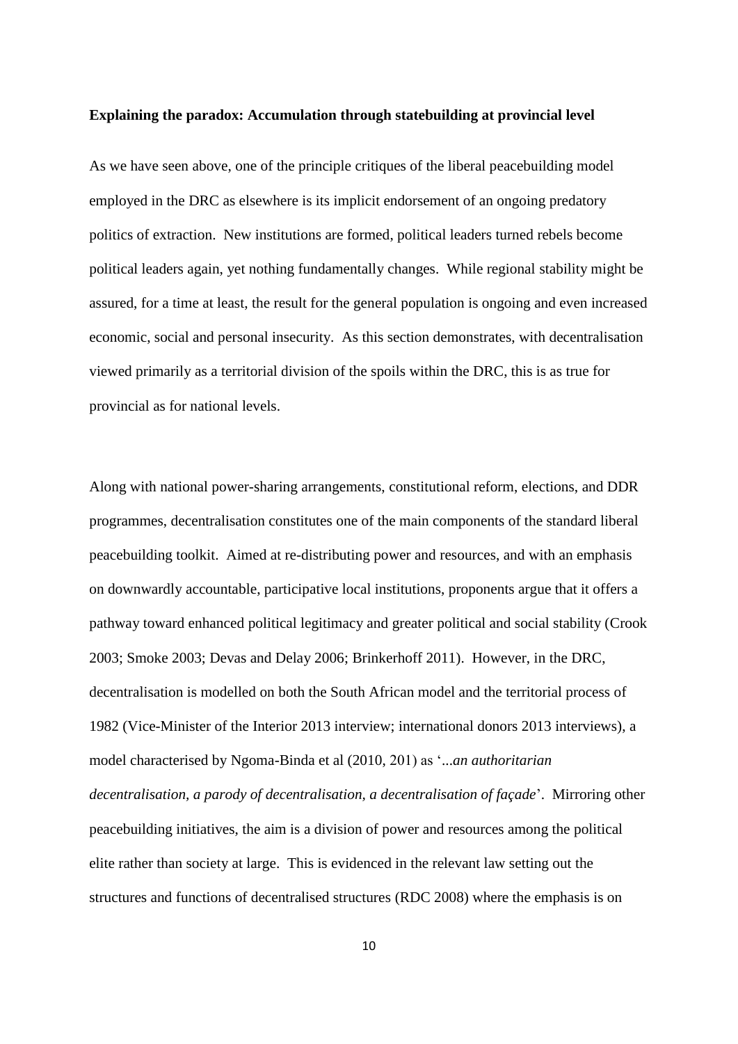**Explaining the paradox: Accumulation through statebuilding at provincial level**

As we have seen above, one of the principle critiques of the liberal peacebuilding model employed in the DRC as elsewhere is its implicit endorsement of an ongoing predatory politics of extraction. New institutions are formed, political leaders turned rebels become political leaders again, yet nothing fundamentally changes. While regional stability might be assured, for a time at least, the result for the general population is ongoing and even increased economic, social and personal insecurity. As this section demonstrates, with decentralisation viewed primarily as a territorial division of the spoils within the DRC, this is as true for provincial as for national levels.

Along with national power-sharing arrangements, constitutional reform, elections, and DDR programmes, decentralisation constitutes one of the main components of the standard liberal peacebuilding toolkit. Aimed at re-distributing power and resources, and with an emphasis on downwardly accountable, participative local institutions, proponents argue that it offers a pathway toward enhanced political legitimacy and greater political and social stability (Crook 2003; Smoke 2003; Devas and Delay 2006; Brinkerhoff 2011). However, in the DRC, decentralisation is modelled on both the South African model and the territorial process of 1982 (Vice-Minister of the Interior 2013 interview; international donors 2013 interviews), a model characterised by Ngoma-Binda et al (2010, 201) as '...*an authoritarian decentralisation, a parody of decentralisation, a decentralisation of façade*'. Mirroring other peacebuilding initiatives, the aim is a division of power and resources among the political elite rather than society at large. This is evidenced in the relevant law setting out the structures and functions of decentralised structures (RDC 2008) where the emphasis is on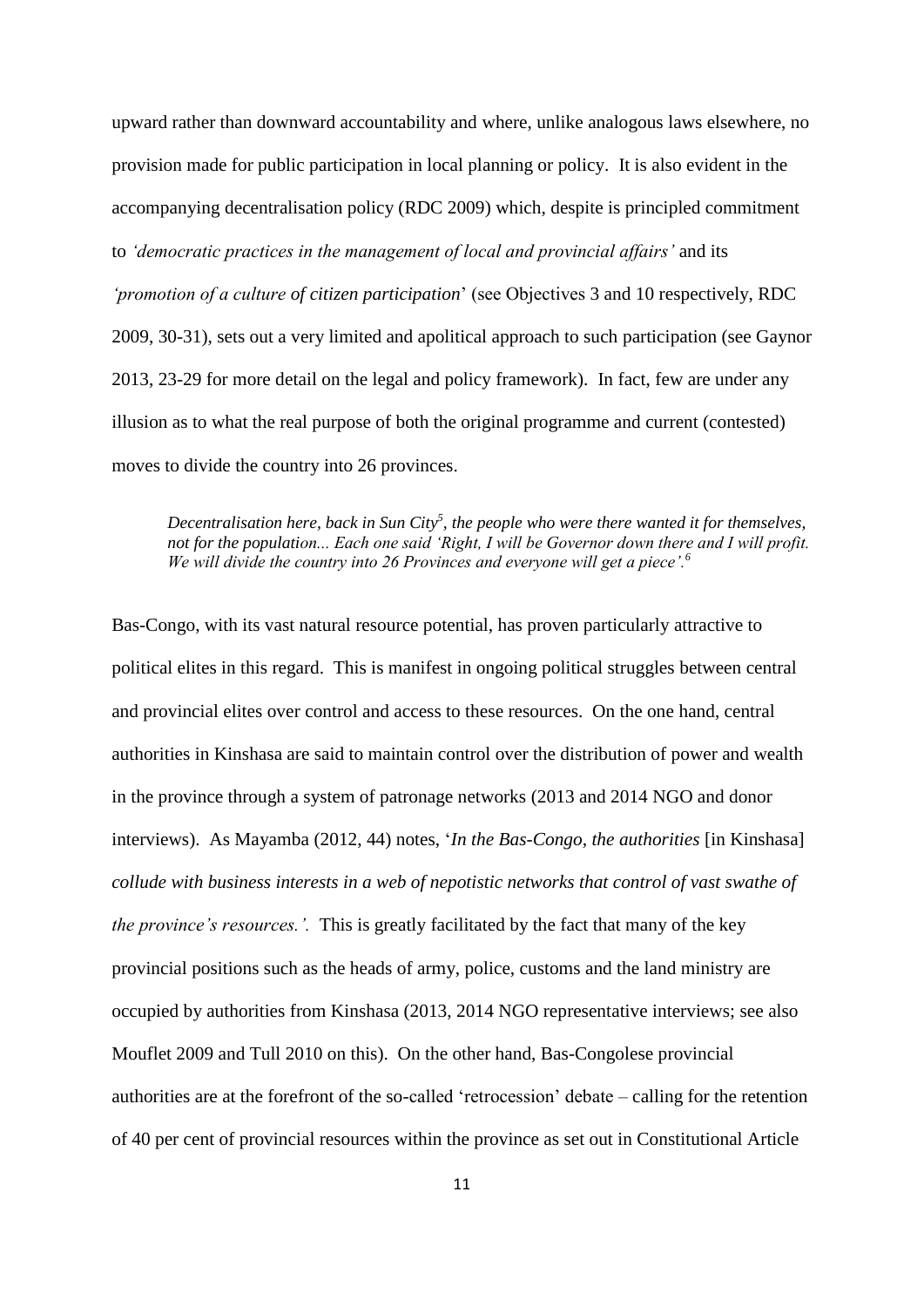upward rather than downward accountability and where, unlike analogous laws elsewhere, no provision made for public participation in local planning or policy. It is also evident in the accompanying decentralisation policy (RDC 2009) which, despite is principled commitment to *'democratic practices in the management of local and provincial affairs'* and its *'promotion of a culture of citizen participation*' (see Objectives 3 and 10 respectively, RDC 2009, 30-31), sets out a very limited and apolitical approach to such participation (see Gaynor 2013, 23-29 for more detail on the legal and policy framework). In fact, few are under any illusion as to what the real purpose of both the original programme and current (contested) moves to divide the country into 26 provinces.

> *Decentralisation here, back in Sun City[5], the people who were there wanted it for themselves, not for the population... Each one said 'Right, I will be Governor down there and I will profit. We will divide the country into 26 Provinces and everyone will get a piece'.[6]*

Bas-Congo, with its vast natural resource potential, has proven particularly attractive to political elites in this regard. This is manifest in ongoing political struggles between central and provincial elites over control and access to these resources. On the one hand, central authorities in Kinshasa are said to maintain control over the distribution of power and wealth in the province through a system of patronage networks (2013 and 2014 NGO and donor interviews). As Mayamba (2012, 44) notes, '*In the Bas-Congo, the authorities* [in Kinshasa] *collude with business interests in a web of nepotistic networks that control of vast swathe of the province's resources.'.* This is greatly facilitated by the fact that many of the key provincial positions such as the heads of army, police, customs and the land ministry are occupied by authorities from Kinshasa (2013, 2014 NGO representative interviews; see also Mouflet 2009 and Tull 2010 on this). On the other hand, Bas-Congolese provincial authorities are at the forefront of the so-called 'retrocession' debate – calling for the retention of 40 per cent of provincial resources within the province as set out in Constitutional Article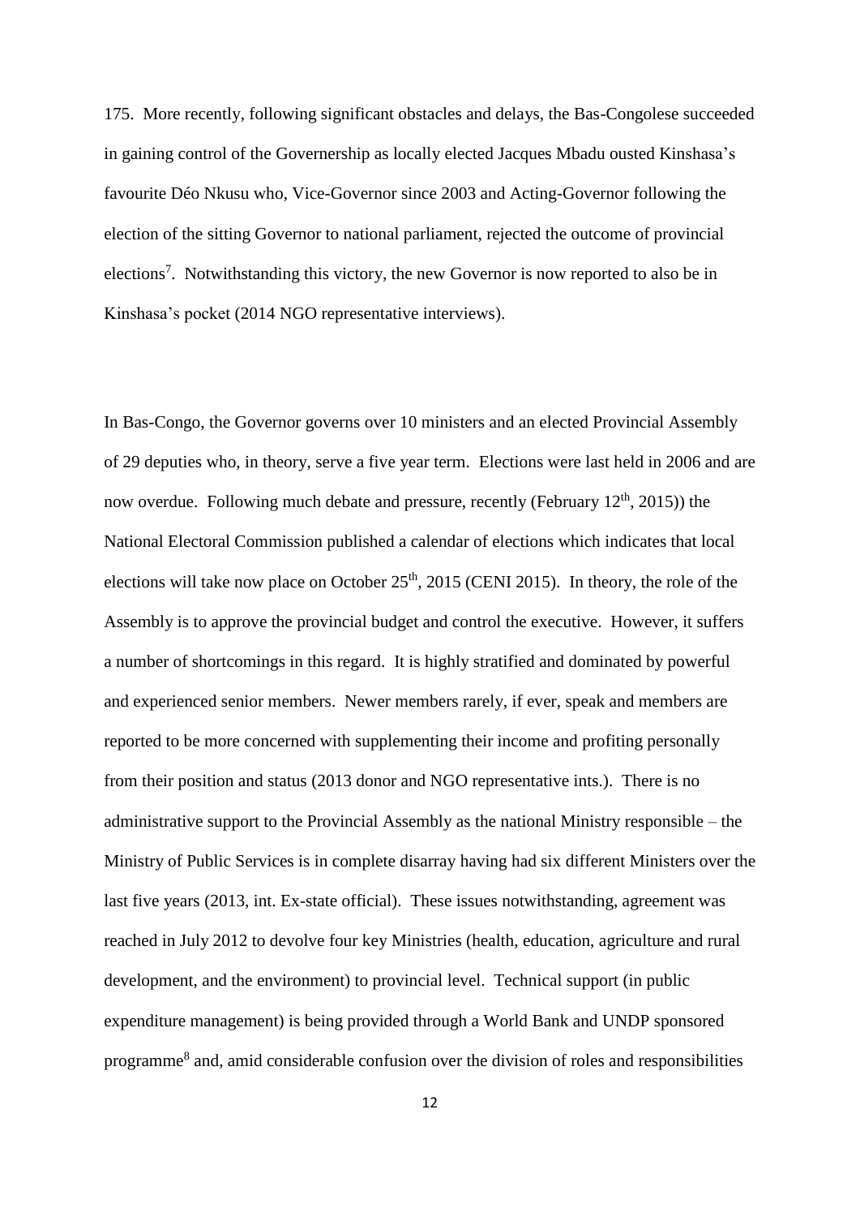175. More recently, following significant obstacles and delays, the Bas-Congolese succeeded in gaining control of the Governership as locally elected Jacques Mbadu ousted Kinshasa's favourite Déo Nkusu who, Vice-Governor since 2003 and Acting-Governor following the election of the sitting Governor to national parliament, rejected the outcome of provincial elections[7]. Notwithstanding this victory, the new Governor is now reported to also be in Kinshasa's pocket (2014 NGO representative interviews).

In Bas-Congo, the Governor governs over 10 ministers and an elected Provincial Assembly of 29 deputies who, in theory, serve a five year term. Elections were last held in 2006 and are now overdue. Following much debate and pressure, recently (February 12th, 2015)) the National Electoral Commission published a calendar of elections which indicates that local elections will take now place on October 25th, 2015 (CENI 2015). In theory, the role of the Assembly is to approve the provincial budget and control the executive. However, it suffers a number of shortcomings in this regard. It is highly stratified and dominated by powerful and experienced senior members. Newer members rarely, if ever, speak and members are reported to be more concerned with supplementing their income and profiting personally from their position and status (2013 donor and NGO representative ints.). There is no administrative support to the Provincial Assembly as the national Ministry responsible – the Ministry of Public Services is in complete disarray having had six different Ministers over the last five years (2013, int. Ex-state official). These issues notwithstanding, agreement was reached in July 2012 to devolve four key Ministries (health, education, agriculture and rural development, and the environment) to provincial level. Technical support (in public expenditure management) is being provided through a World Bank and UNDP sponsored programme[8] and, amid considerable confusion over the division of roles and responsibilities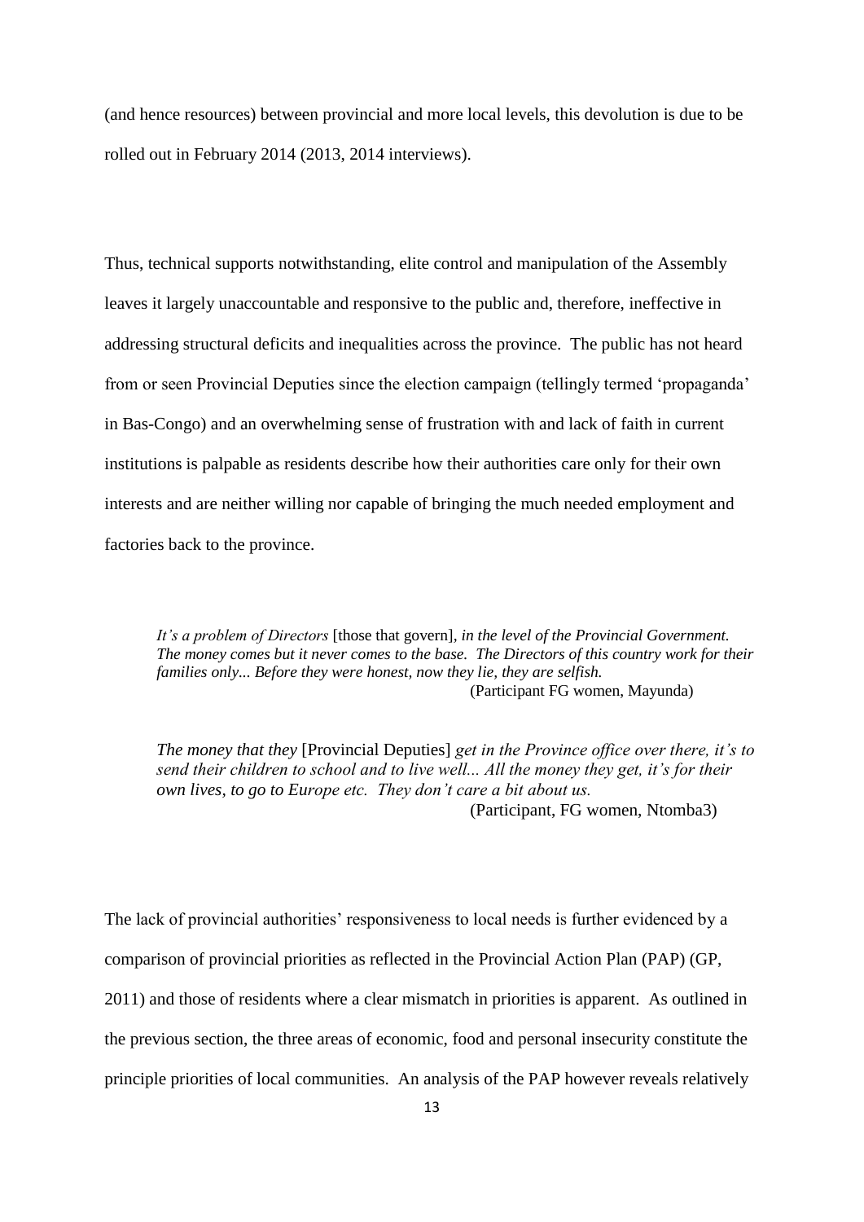(and hence resources) between provincial and more local levels, this devolution is due to be rolled out in February 2014 (2013, 2014 interviews).

Thus, technical supports notwithstanding, elite control and manipulation of the Assembly leaves it largely unaccountable and responsive to the public and, therefore, ineffective in addressing structural deficits and inequalities across the province. The public has not heard from or seen Provincial Deputies since the election campaign (tellingly termed 'propaganda' in Bas-Congo) and an overwhelming sense of frustration with and lack of faith in current institutions is palpable as residents describe how their authorities care only for their own interests and are neither willing nor capable of bringing the much needed employment and factories back to the province.

> *It's a problem of Directors* [those that govern], *in the level of the Provincial Government. The money comes but it never comes to the base. The Directors of this country work for their families only... Before they were honest, now they lie, they are selfish.*
> (Participant FG women, Mayunda)

> *The money that they* [Provincial Deputies] *get in the Province office over there, it's to send their children to school and to live well... All the money they get, it's for their own lives, to go to Europe etc. They don't care a bit about us.*
> (Participant, FG women, Ntomba3)

The lack of provincial authorities' responsiveness to local needs is further evidenced by a comparison of provincial priorities as reflected in the Provincial Action Plan (PAP) (GP, 2011) and those of residents where a clear mismatch in priorities is apparent. As outlined in the previous section, the three areas of economic, food and personal insecurity constitute the principle priorities of local communities. An analysis of the PAP however reveals relatively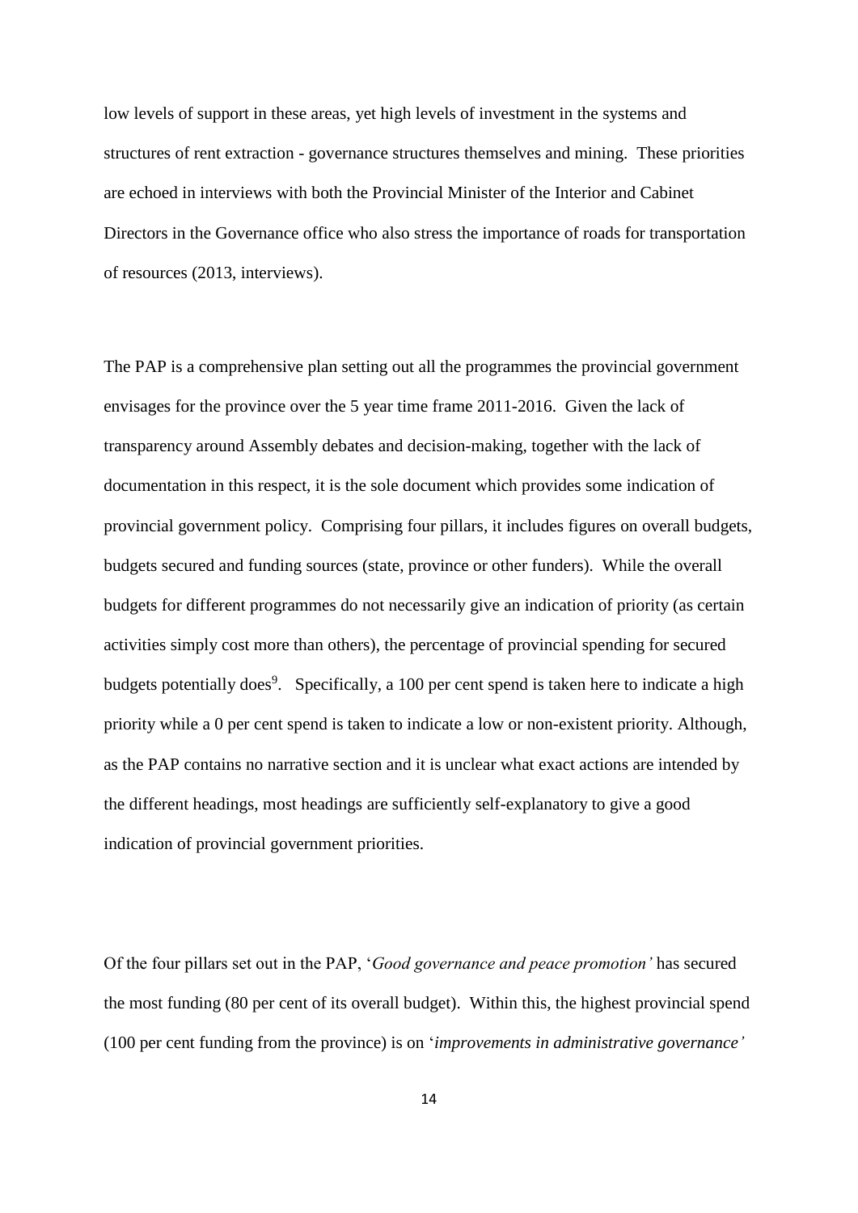low levels of support in these areas, yet high levels of investment in the systems and structures of rent extraction - governance structures themselves and mining. These priorities are echoed in interviews with both the Provincial Minister of the Interior and Cabinet Directors in the Governance office who also stress the importance of roads for transportation of resources (2013, interviews).

The PAP is a comprehensive plan setting out all the programmes the provincial government envisages for the province over the 5 year time frame 2011-2016. Given the lack of transparency around Assembly debates and decision-making, together with the lack of documentation in this respect, it is the sole document which provides some indication of provincial government policy. Comprising four pillars, it includes figures on overall budgets, budgets secured and funding sources (state, province or other funders). While the overall budgets for different programmes do not necessarily give an indication of priority (as certain activities simply cost more than others), the percentage of provincial spending for secured budgets potentially does[9]. Specifically, a 100 per cent spend is taken here to indicate a high priority while a 0 per cent spend is taken to indicate a low or non-existent priority. Although, as the PAP contains no narrative section and it is unclear what exact actions are intended by the different headings, most headings are sufficiently self-explanatory to give a good indication of provincial government priorities.

Of the four pillars set out in the PAP, '*Good governance and peace promotion'* has secured the most funding (80 per cent of its overall budget). Within this, the highest provincial spend (100 per cent funding from the province) is on '*improvements in administrative governance'*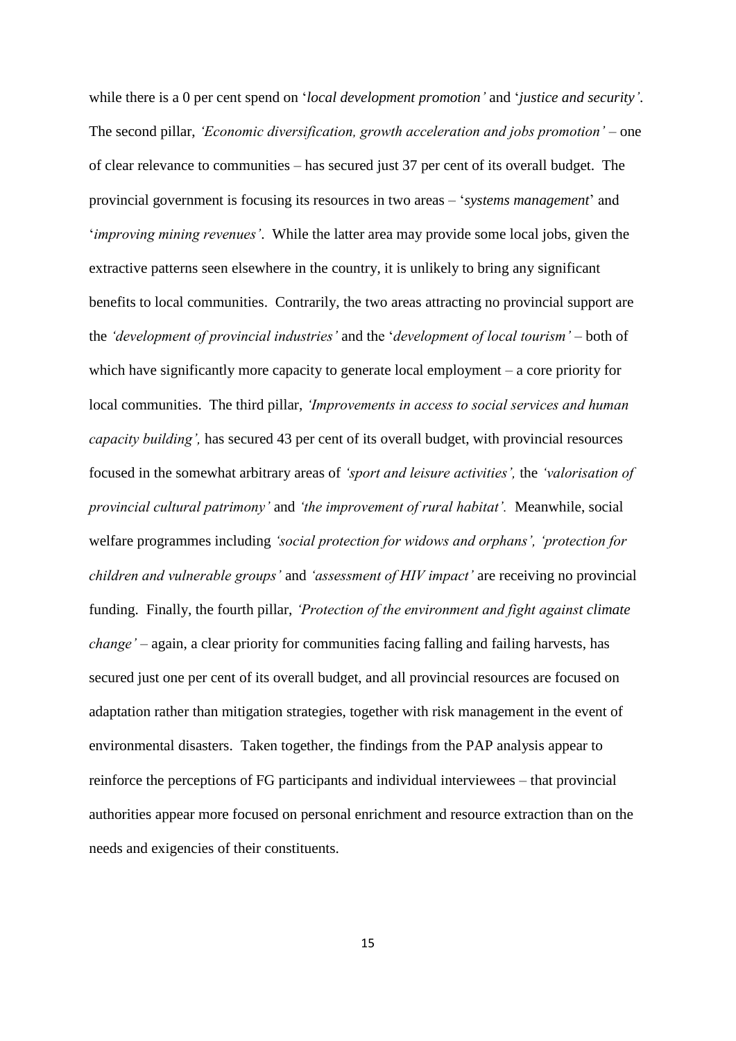while there is a 0 per cent spend on '*local development promotion'* and '*justice and security'*. The second pillar, *'Economic diversification, growth acceleration and jobs promotion'* – one of clear relevance to communities – has secured just 37 per cent of its overall budget. The provincial government is focusing its resources in two areas – '*systems management*' and '*improving mining revenues'*. While the latter area may provide some local jobs, given the extractive patterns seen elsewhere in the country, it is unlikely to bring any significant benefits to local communities. Contrarily, the two areas attracting no provincial support are the *'development of provincial industries'* and the '*development of local tourism'* – both of which have significantly more capacity to generate local employment – a core priority for local communities. The third pillar, *'Improvements in access to social services and human capacity building',* has secured 43 per cent of its overall budget, with provincial resources focused in the somewhat arbitrary areas of *'sport and leisure activities',* the *'valorisation of provincial cultural patrimony'* and *'the improvement of rural habitat'.* Meanwhile, social welfare programmes including *'social protection for widows and orphans', 'protection for children and vulnerable groups'* and *'assessment of HIV impact'* are receiving no provincial funding. Finally, the fourth pillar, *'Protection of the environment and fight against climate change'* – again, a clear priority for communities facing falling and failing harvests, has secured just one per cent of its overall budget, and all provincial resources are focused on adaptation rather than mitigation strategies, together with risk management in the event of environmental disasters. Taken together, the findings from the PAP analysis appear to reinforce the perceptions of FG participants and individual interviewees – that provincial authorities appear more focused on personal enrichment and resource extraction than on the needs and exigencies of their constituents.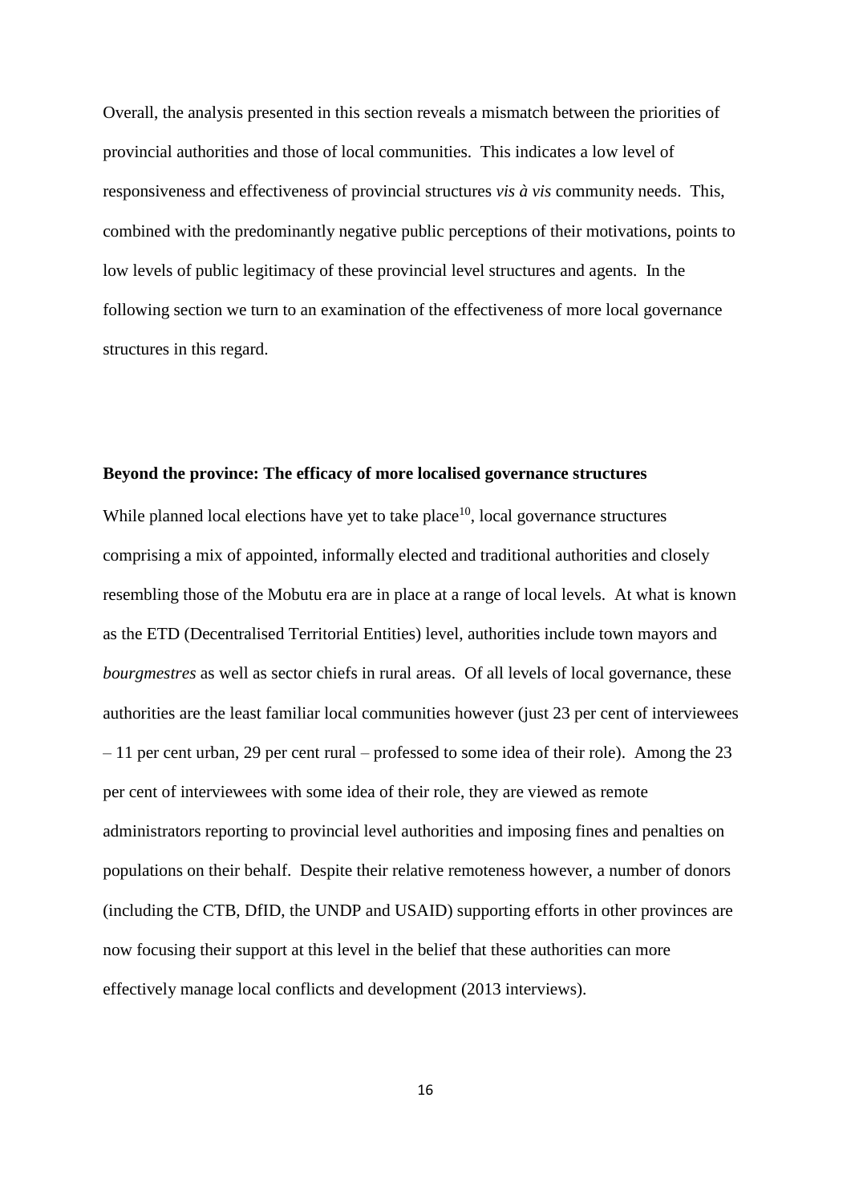Overall, the analysis presented in this section reveals a mismatch between the priorities of provincial authorities and those of local communities. This indicates a low level of responsiveness and effectiveness of provincial structures *vis à vis* community needs. This, combined with the predominantly negative public perceptions of their motivations, points to low levels of public legitimacy of these provincial level structures and agents. In the following section we turn to an examination of the effectiveness of more local governance structures in this regard.

**Beyond the province: The efficacy of more localised governance structures**

While planned local elections have yet to take place[10], local governance structures comprising a mix of appointed, informally elected and traditional authorities and closely resembling those of the Mobutu era are in place at a range of local levels. At what is known as the ETD (Decentralised Territorial Entities) level, authorities include town mayors and *bourgmestres* as well as sector chiefs in rural areas. Of all levels of local governance, these authorities are the least familiar local communities however (just 23 per cent of interviewees – 11 per cent urban, 29 per cent rural – professed to some idea of their role). Among the 23 per cent of interviewees with some idea of their role, they are viewed as remote administrators reporting to provincial level authorities and imposing fines and penalties on populations on their behalf. Despite their relative remoteness however, a number of donors (including the CTB, DfID, the UNDP and USAID) supporting efforts in other provinces are now focusing their support at this level in the belief that these authorities can more effectively manage local conflicts and development (2013 interviews).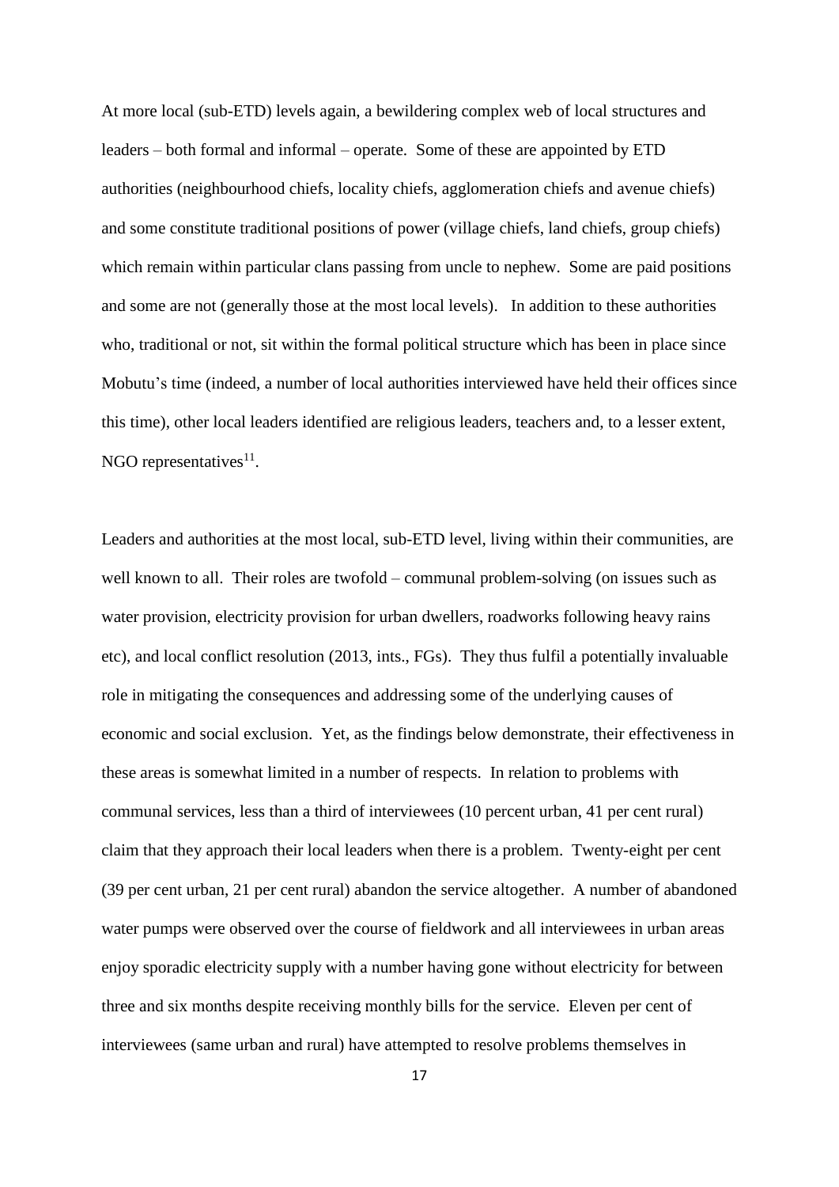At more local (sub-ETD) levels again, a bewildering complex web of local structures and leaders – both formal and informal – operate. Some of these are appointed by ETD authorities (neighbourhood chiefs, locality chiefs, agglomeration chiefs and avenue chiefs) and some constitute traditional positions of power (village chiefs, land chiefs, group chiefs) which remain within particular clans passing from uncle to nephew. Some are paid positions and some are not (generally those at the most local levels). In addition to these authorities who, traditional or not, sit within the formal political structure which has been in place since Mobutu's time (indeed, a number of local authorities interviewed have held their offices since this time), other local leaders identified are religious leaders, teachers and, to a lesser extent, NGO representatives[11].

Leaders and authorities at the most local, sub-ETD level, living within their communities, are well known to all. Their roles are twofold – communal problem-solving (on issues such as water provision, electricity provision for urban dwellers, roadworks following heavy rains etc), and local conflict resolution (2013, ints., FGs). They thus fulfil a potentially invaluable role in mitigating the consequences and addressing some of the underlying causes of economic and social exclusion. Yet, as the findings below demonstrate, their effectiveness in these areas is somewhat limited in a number of respects. In relation to problems with communal services, less than a third of interviewees (10 percent urban, 41 per cent rural) claim that they approach their local leaders when there is a problem. Twenty-eight per cent (39 per cent urban, 21 per cent rural) abandon the service altogether. A number of abandoned water pumps were observed over the course of fieldwork and all interviewees in urban areas enjoy sporadic electricity supply with a number having gone without electricity for between three and six months despite receiving monthly bills for the service. Eleven per cent of interviewees (same urban and rural) have attempted to resolve problems themselves in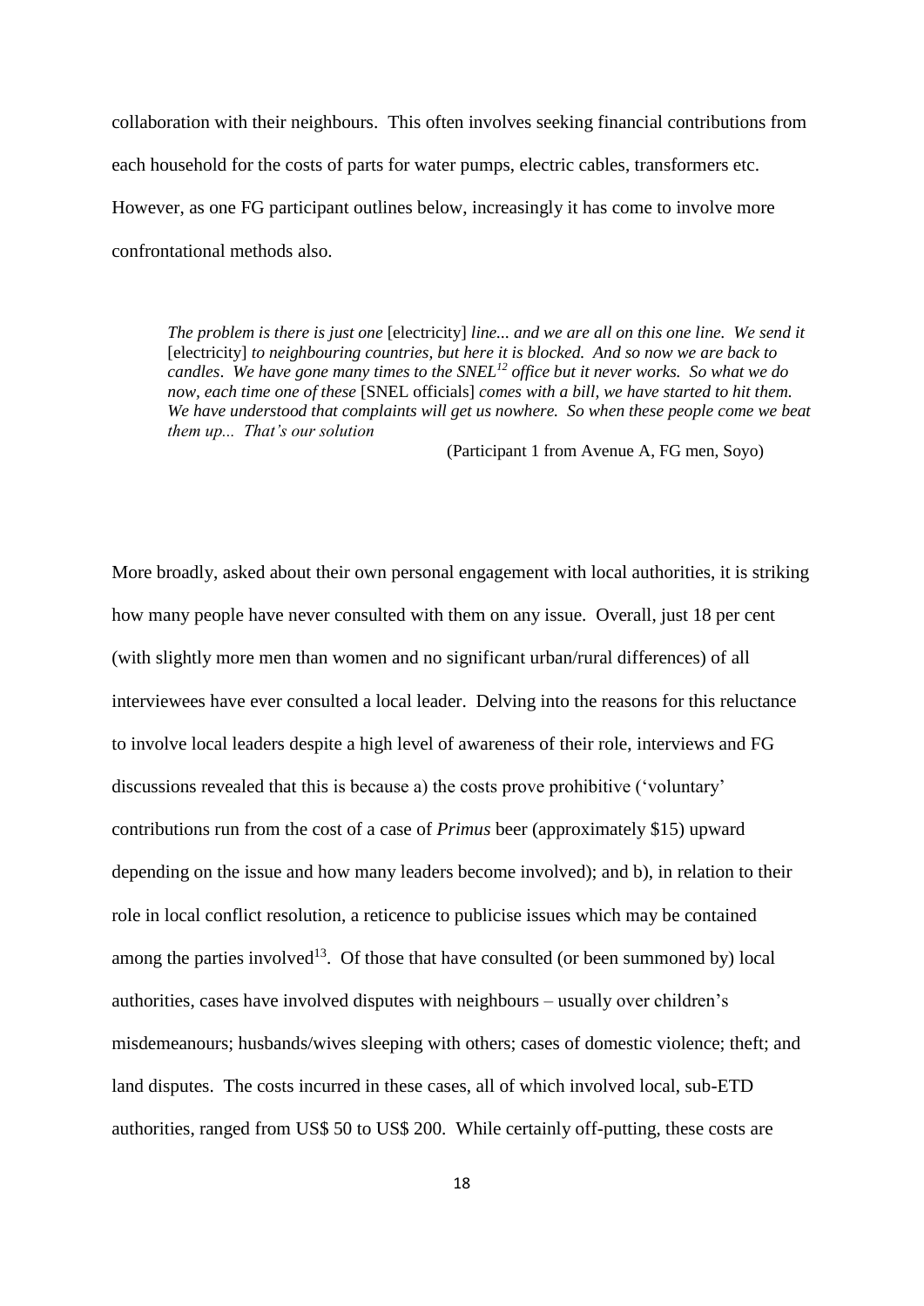collaboration with their neighbours. This often involves seeking financial contributions from each household for the costs of parts for water pumps, electric cables, transformers etc. However, as one FG participant outlines below, increasingly it has come to involve more confrontational methods also.

> *The problem is there is just one* [electricity] *line... and we are all on this one line. We send it* [electricity] *to neighbouring countries, but here it is blocked. And so now we are back to candles. We have gone many times to the SNEL*[12] *office but it never works. So what we do now, each time one of these* [SNEL officials] *comes with a bill, we have started to hit them. We have understood that complaints will get us nowhere. So when these people come we beat them up... That's our solution*
>
> (Participant 1 from Avenue A, FG men, Soyo)

More broadly, asked about their own personal engagement with local authorities, it is striking how many people have never consulted with them on any issue. Overall, just 18 per cent (with slightly more men than women and no significant urban/rural differences) of all interviewees have ever consulted a local leader. Delving into the reasons for this reluctance to involve local leaders despite a high level of awareness of their role, interviews and FG discussions revealed that this is because a) the costs prove prohibitive ('voluntary' contributions run from the cost of a case of *Primus* beer (approximately $15) upward depending on the issue and how many leaders become involved); and b), in relation to their role in local conflict resolution, a reticence to publicise issues which may be contained among the parties involved[13]. Of those that have consulted (or been summoned by) local authorities, cases have involved disputes with neighbours – usually over children's misdemeanours; husbands/wives sleeping with others; cases of domestic violence; theft; and land disputes. The costs incurred in these cases, all of which involved local, sub-ETD authorities, ranged from US$ 50 to US$ 200. While certainly off-putting, these costs are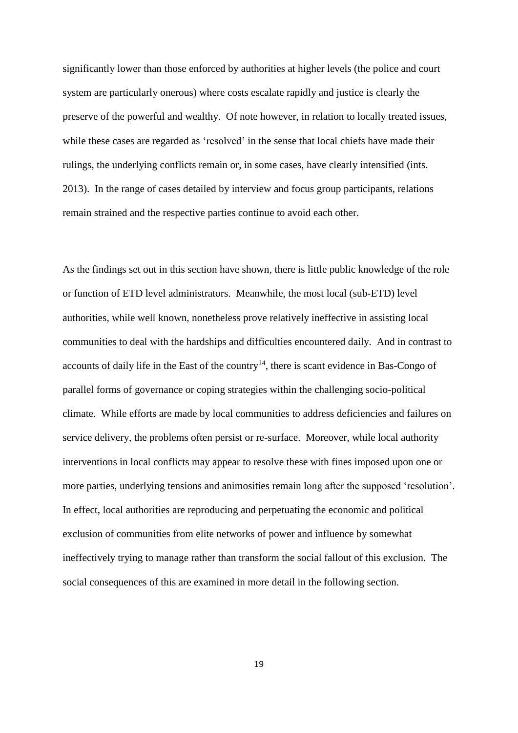significantly lower than those enforced by authorities at higher levels (the police and court system are particularly onerous) where costs escalate rapidly and justice is clearly the preserve of the powerful and wealthy. Of note however, in relation to locally treated issues, while these cases are regarded as 'resolved' in the sense that local chiefs have made their rulings, the underlying conflicts remain or, in some cases, have clearly intensified (ints. 2013). In the range of cases detailed by interview and focus group participants, relations remain strained and the respective parties continue to avoid each other.

As the findings set out in this section have shown, there is little public knowledge of the role or function of ETD level administrators. Meanwhile, the most local (sub-ETD) level authorities, while well known, nonetheless prove relatively ineffective in assisting local communities to deal with the hardships and difficulties encountered daily. And in contrast to accounts of daily life in the East of the country[14], there is scant evidence in Bas-Congo of parallel forms of governance or coping strategies within the challenging socio-political climate. While efforts are made by local communities to address deficiencies and failures on service delivery, the problems often persist or re-surface. Moreover, while local authority interventions in local conflicts may appear to resolve these with fines imposed upon one or more parties, underlying tensions and animosities remain long after the supposed 'resolution'. In effect, local authorities are reproducing and perpetuating the economic and political exclusion of communities from elite networks of power and influence by somewhat ineffectively trying to manage rather than transform the social fallout of this exclusion. The social consequences of this are examined in more detail in the following section.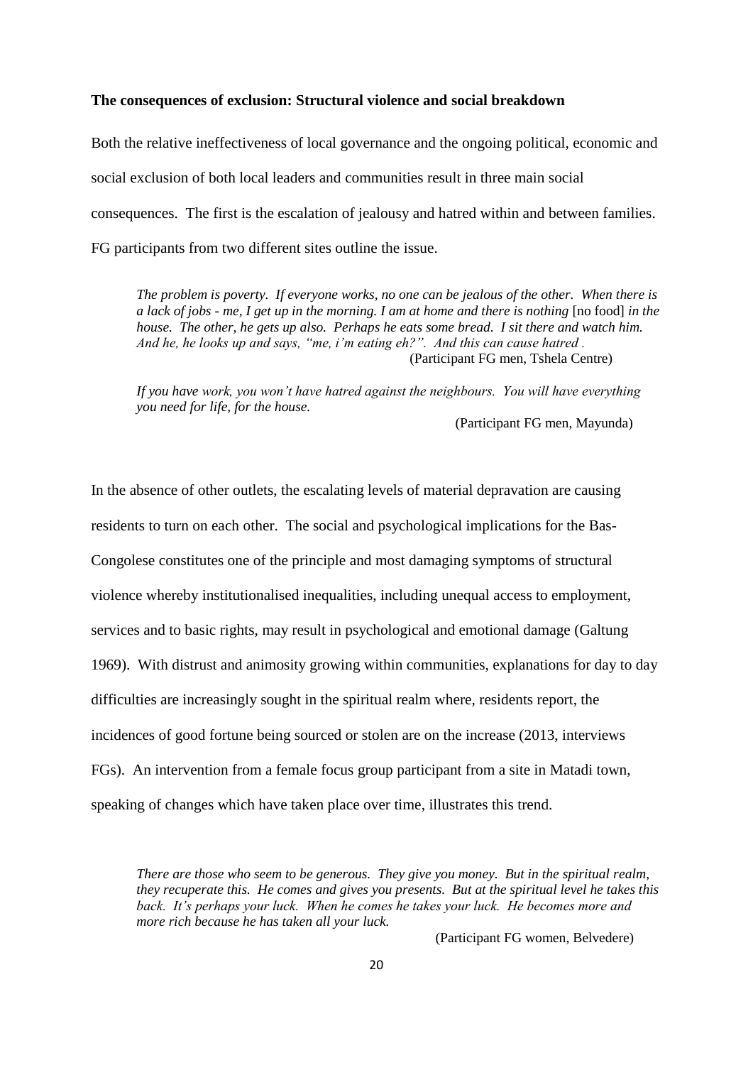**The consequences of exclusion: Structural violence and social breakdown**

Both the relative ineffectiveness of local governance and the ongoing political, economic and social exclusion of both local leaders and communities result in three main social consequences. The first is the escalation of jealousy and hatred within and between families. FG participants from two different sites outline the issue.

> *The problem is poverty. If everyone works, no one can be jealous of the other. When there is a lack of jobs - me, I get up in the morning. I am at home and there is nothing* [no food] *in the house. The other, he gets up also. Perhaps he eats some bread. I sit there and watch him. And he, he looks up and says, "me, i'm eating eh?". And this can cause hatred .*
> (Participant FG men, Tshela Centre)

> *If you have work, you won't have hatred against the neighbours. You will have everything you need for life, for the house.*
> (Participant FG men, Mayunda)

In the absence of other outlets, the escalating levels of material depravation are causing residents to turn on each other. The social and psychological implications for the Bas-Congolese constitutes one of the principle and most damaging symptoms of structural violence whereby institutionalised inequalities, including unequal access to employment, services and to basic rights, may result in psychological and emotional damage (Galtung 1969). With distrust and animosity growing within communities, explanations for day to day difficulties are increasingly sought in the spiritual realm where, residents report, the incidences of good fortune being sourced or stolen are on the increase (2013, interviews FGs). An intervention from a female focus group participant from a site in Matadi town, speaking of changes which have taken place over time, illustrates this trend.

> *There are those who seem to be generous. They give you money. But in the spiritual realm, they recuperate this. He comes and gives you presents. But at the spiritual level he takes this back. It's perhaps your luck. When he comes he takes your luck. He becomes more and more rich because he has taken all your luck.*
> (Participant FG women, Belvedere)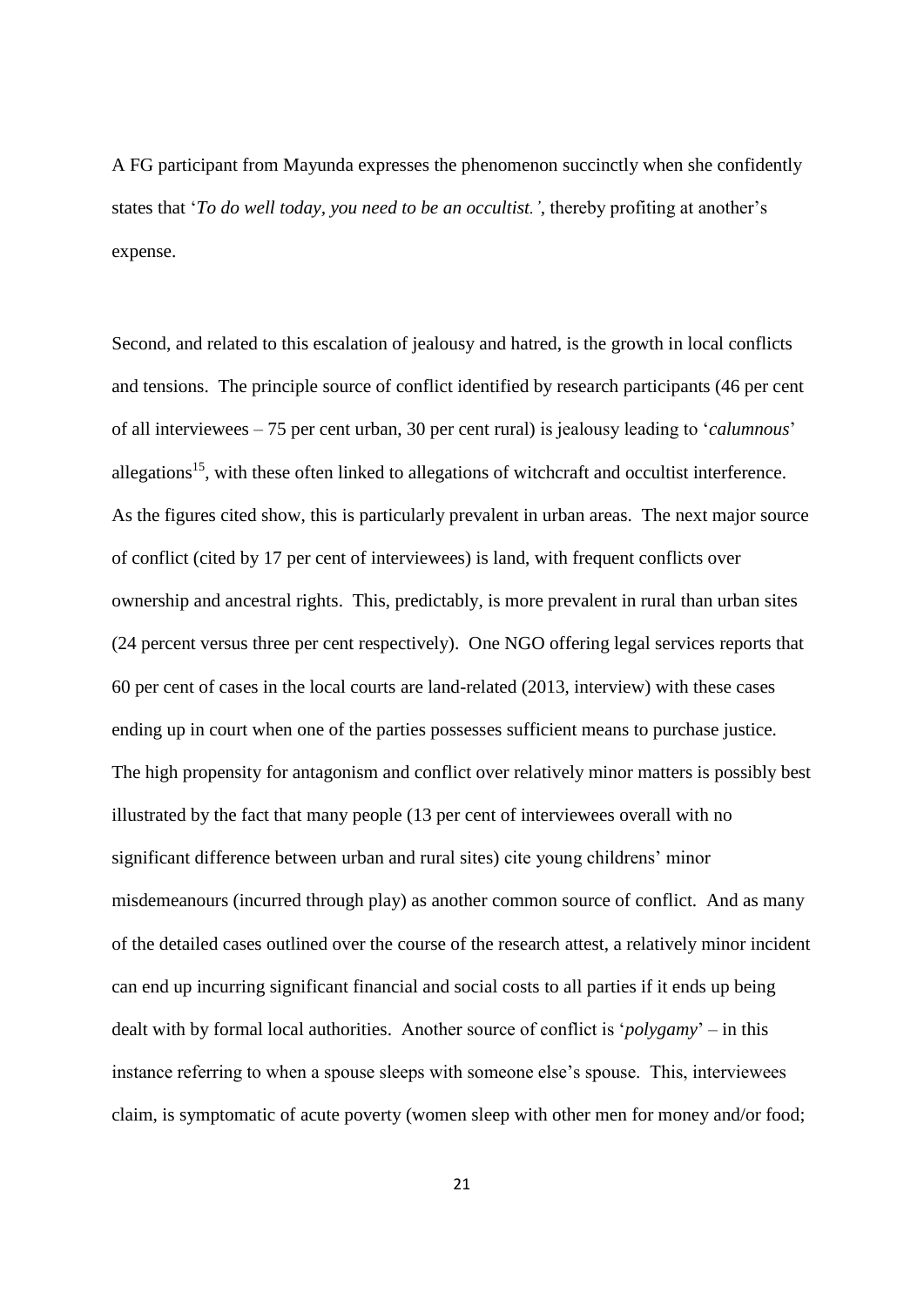A FG participant from Mayunda expresses the phenomenon succinctly when she confidently states that '*To do well today, you need to be an occultist.'*, thereby profiting at another's expense.

Second, and related to this escalation of jealousy and hatred, is the growth in local conflicts and tensions. The principle source of conflict identified by research participants (46 per cent of all interviewees – 75 per cent urban, 30 per cent rural) is jealousy leading to '*calumnous*' allegations[15], with these often linked to allegations of witchcraft and occultist interference. As the figures cited show, this is particularly prevalent in urban areas. The next major source of conflict (cited by 17 per cent of interviewees) is land, with frequent conflicts over ownership and ancestral rights. This, predictably, is more prevalent in rural than urban sites (24 percent versus three per cent respectively). One NGO offering legal services reports that 60 per cent of cases in the local courts are land-related (2013, interview) with these cases ending up in court when one of the parties possesses sufficient means to purchase justice. The high propensity for antagonism and conflict over relatively minor matters is possibly best illustrated by the fact that many people (13 per cent of interviewees overall with no significant difference between urban and rural sites) cite young childrens' minor misdemeanours (incurred through play) as another common source of conflict. And as many of the detailed cases outlined over the course of the research attest, a relatively minor incident can end up incurring significant financial and social costs to all parties if it ends up being dealt with by formal local authorities. Another source of conflict is '*polygamy*' – in this instance referring to when a spouse sleeps with someone else's spouse. This, interviewees claim, is symptomatic of acute poverty (women sleep with other men for money and/or food;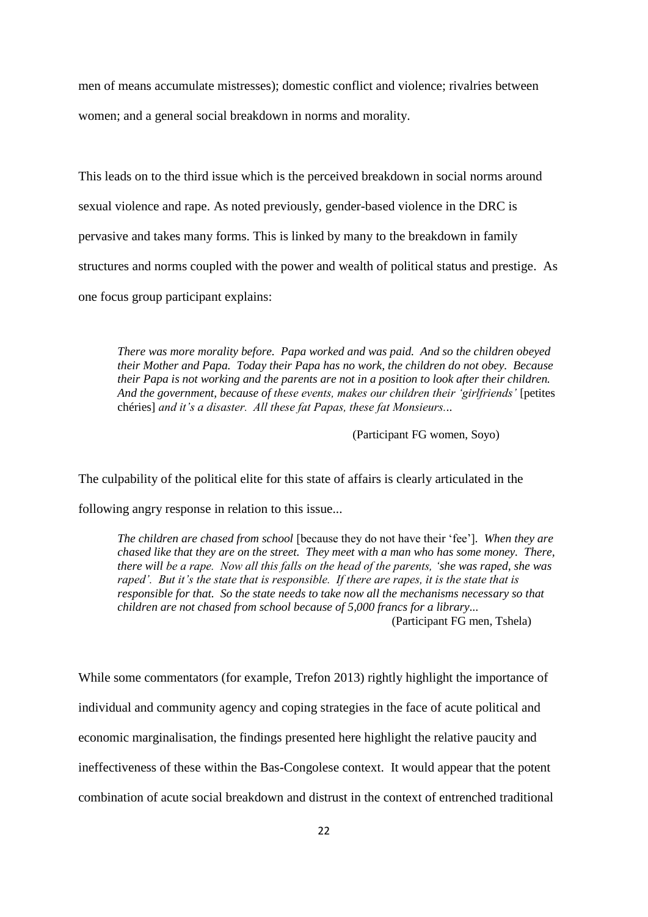men of means accumulate mistresses); domestic conflict and violence; rivalries between women; and a general social breakdown in norms and morality.

This leads on to the third issue which is the perceived breakdown in social norms around sexual violence and rape. As noted previously, gender-based violence in the DRC is pervasive and takes many forms. This is linked by many to the breakdown in family structures and norms coupled with the power and wealth of political status and prestige. As one focus group participant explains:

> *There was more morality before. Papa worked and was paid. And so the children obeyed their Mother and Papa. Today their Papa has no work, the children do not obey. Because their Papa is not working and the parents are not in a position to look after their children. And the government, because of these events, makes our children their 'girlfriends'* [petites chéries] *and it's a disaster. All these fat Papas, these fat Monsieurs...*
>
> (Participant FG women, Soyo)

The culpability of the political elite for this state of affairs is clearly articulated in the following angry response in relation to this issue...

> *The children are chased from school* [because they do not have their 'fee']. *When they are chased like that they are on the street. They meet with a man who has some money. There, there will be a rape. Now all this falls on the head of the parents, 'she was raped, she was raped'. But it's the state that is responsible. If there are rapes, it is the state that is responsible for that. So the state needs to take now all the mechanisms necessary so that children are not chased from school because of 5,000 francs for a library...*
>
> (Participant FG men, Tshela)

While some commentators (for example, Trefon 2013) rightly highlight the importance of individual and community agency and coping strategies in the face of acute political and economic marginalisation, the findings presented here highlight the relative paucity and ineffectiveness of these within the Bas-Congolese context. It would appear that the potent combination of acute social breakdown and distrust in the context of entrenched traditional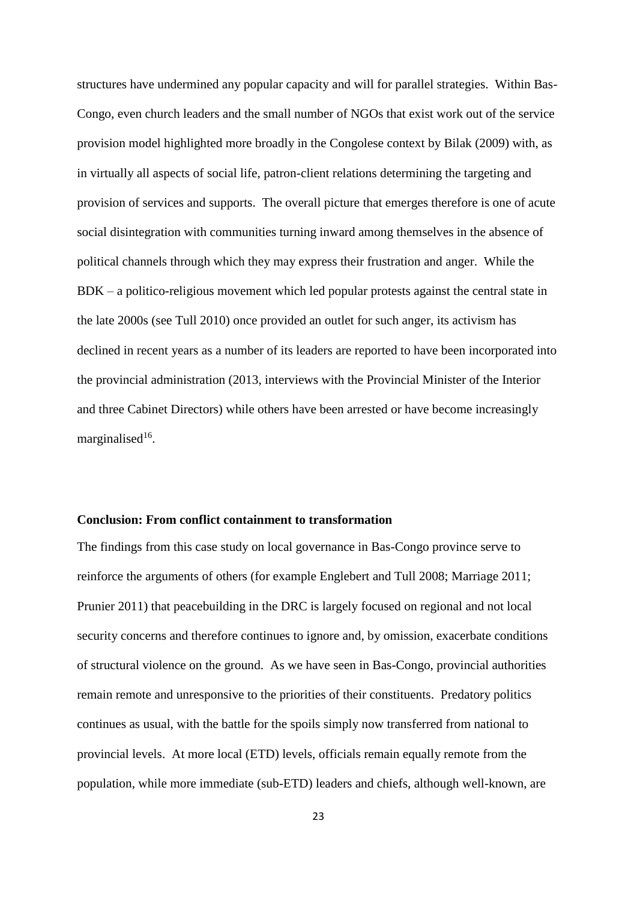structures have undermined any popular capacity and will for parallel strategies. Within Bas-Congo, even church leaders and the small number of NGOs that exist work out of the service provision model highlighted more broadly in the Congolese context by Bilak (2009) with, as in virtually all aspects of social life, patron-client relations determining the targeting and provision of services and supports. The overall picture that emerges therefore is one of acute social disintegration with communities turning inward among themselves in the absence of political channels through which they may express their frustration and anger. While the BDK – a politico-religious movement which led popular protests against the central state in the late 2000s (see Tull 2010) once provided an outlet for such anger, its activism has declined in recent years as a number of its leaders are reported to have been incorporated into the provincial administration (2013, interviews with the Provincial Minister of the Interior and three Cabinet Directors) while others have been arrested or have become increasingly marginalised[16].

**Conclusion: From conflict containment to transformation**

The findings from this case study on local governance in Bas-Congo province serve to reinforce the arguments of others (for example Englebert and Tull 2008; Marriage 2011; Prunier 2011) that peacebuilding in the DRC is largely focused on regional and not local security concerns and therefore continues to ignore and, by omission, exacerbate conditions of structural violence on the ground. As we have seen in Bas-Congo, provincial authorities remain remote and unresponsive to the priorities of their constituents. Predatory politics continues as usual, with the battle for the spoils simply now transferred from national to provincial levels. At more local (ETD) levels, officials remain equally remote from the population, while more immediate (sub-ETD) leaders and chiefs, although well-known, are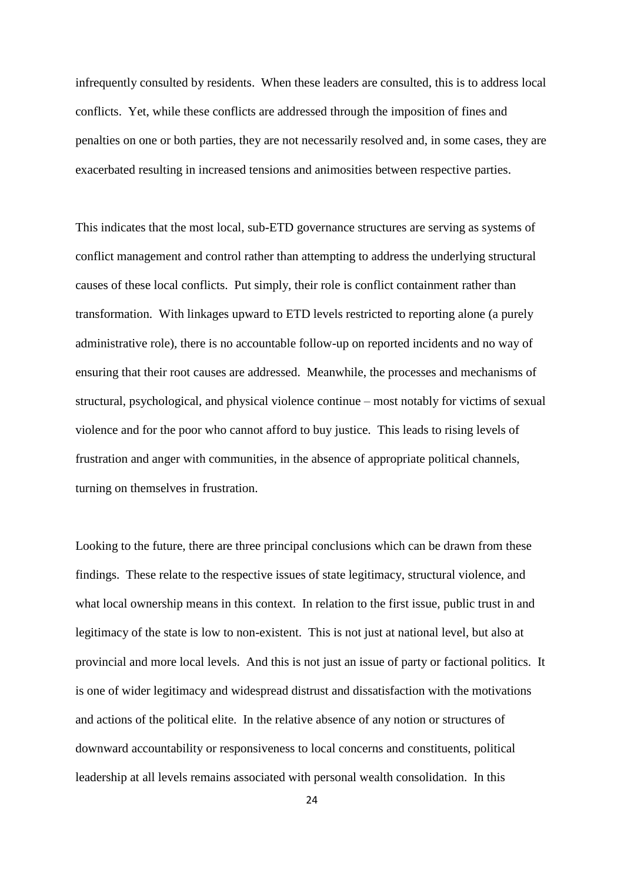infrequently consulted by residents. When these leaders are consulted, this is to address local conflicts. Yet, while these conflicts are addressed through the imposition of fines and penalties on one or both parties, they are not necessarily resolved and, in some cases, they are exacerbated resulting in increased tensions and animosities between respective parties.

This indicates that the most local, sub-ETD governance structures are serving as systems of conflict management and control rather than attempting to address the underlying structural causes of these local conflicts. Put simply, their role is conflict containment rather than transformation. With linkages upward to ETD levels restricted to reporting alone (a purely administrative role), there is no accountable follow-up on reported incidents and no way of ensuring that their root causes are addressed. Meanwhile, the processes and mechanisms of structural, psychological, and physical violence continue – most notably for victims of sexual violence and for the poor who cannot afford to buy justice. This leads to rising levels of frustration and anger with communities, in the absence of appropriate political channels, turning on themselves in frustration.

Looking to the future, there are three principal conclusions which can be drawn from these findings. These relate to the respective issues of state legitimacy, structural violence, and what local ownership means in this context. In relation to the first issue, public trust in and legitimacy of the state is low to non-existent. This is not just at national level, but also at provincial and more local levels. And this is not just an issue of party or factional politics. It is one of wider legitimacy and widespread distrust and dissatisfaction with the motivations and actions of the political elite. In the relative absence of any notion or structures of downward accountability or responsiveness to local concerns and constituents, political leadership at all levels remains associated with personal wealth consolidation. In this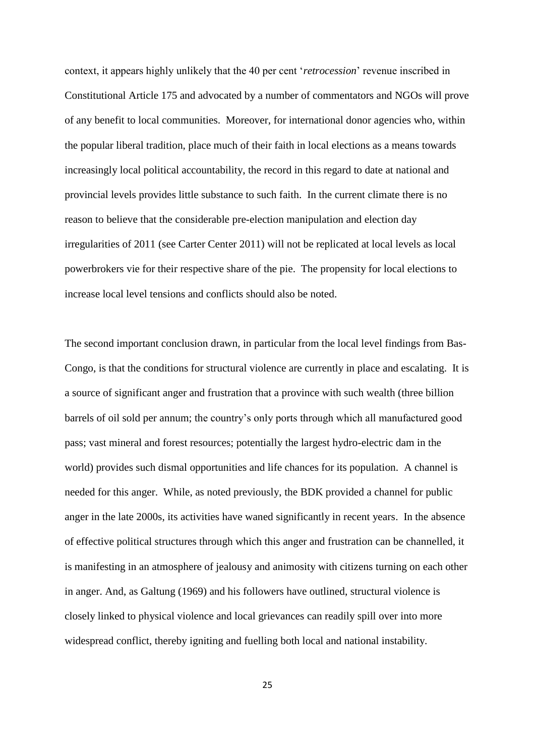context, it appears highly unlikely that the 40 per cent '*retrocession*' revenue inscribed in Constitutional Article 175 and advocated by a number of commentators and NGOs will prove of any benefit to local communities. Moreover, for international donor agencies who, within the popular liberal tradition, place much of their faith in local elections as a means towards increasingly local political accountability, the record in this regard to date at national and provincial levels provides little substance to such faith. In the current climate there is no reason to believe that the considerable pre-election manipulation and election day irregularities of 2011 (see Carter Center 2011) will not be replicated at local levels as local powerbrokers vie for their respective share of the pie. The propensity for local elections to increase local level tensions and conflicts should also be noted.

The second important conclusion drawn, in particular from the local level findings from Bas-Congo, is that the conditions for structural violence are currently in place and escalating. It is a source of significant anger and frustration that a province with such wealth (three billion barrels of oil sold per annum; the country's only ports through which all manufactured good pass; vast mineral and forest resources; potentially the largest hydro-electric dam in the world) provides such dismal opportunities and life chances for its population. A channel is needed for this anger. While, as noted previously, the BDK provided a channel for public anger in the late 2000s, its activities have waned significantly in recent years. In the absence of effective political structures through which this anger and frustration can be channelled, it is manifesting in an atmosphere of jealousy and animosity with citizens turning on each other in anger. And, as Galtung (1969) and his followers have outlined, structural violence is closely linked to physical violence and local grievances can readily spill over into more widespread conflict, thereby igniting and fuelling both local and national instability.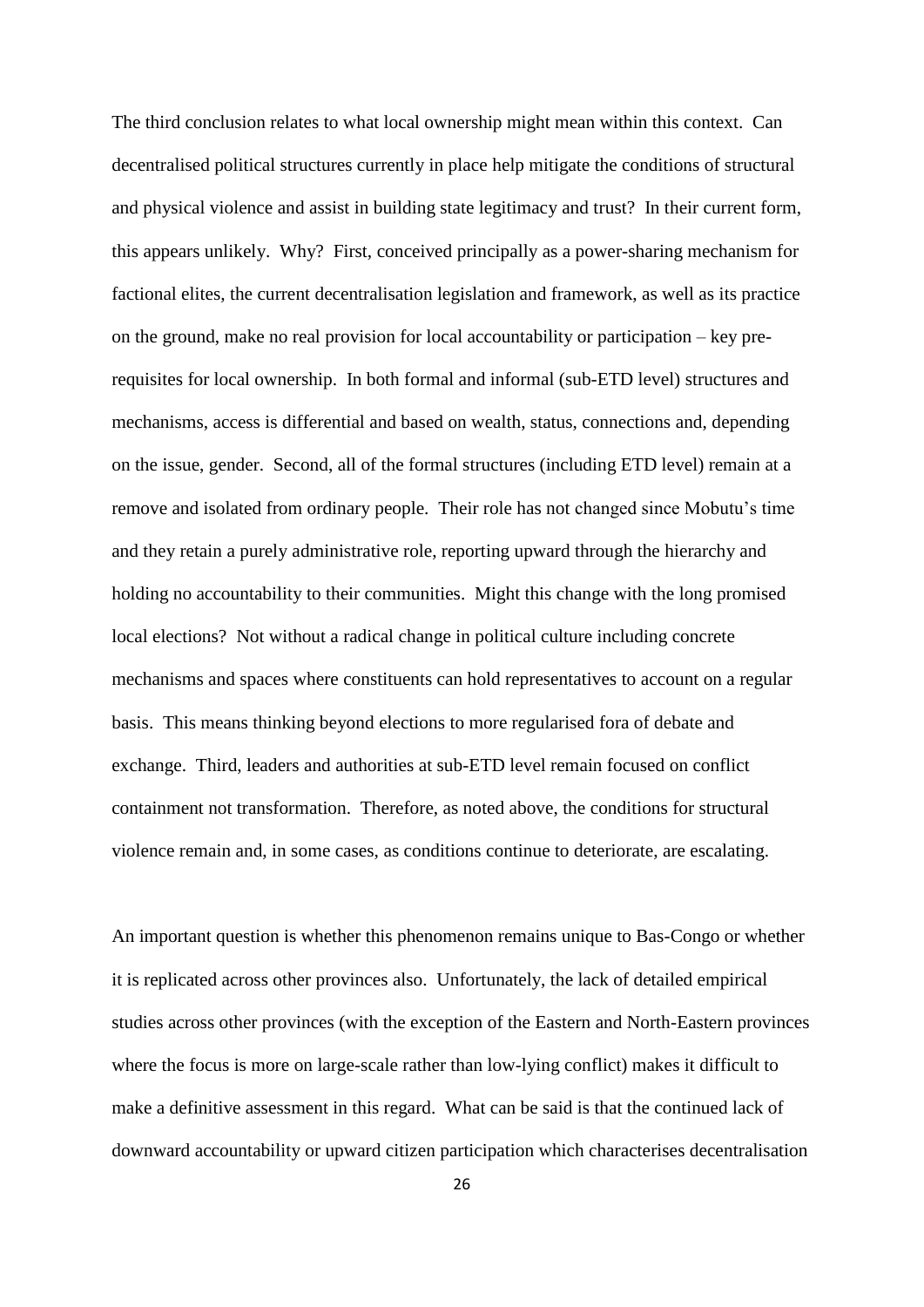The third conclusion relates to what local ownership might mean within this context. Can decentralised political structures currently in place help mitigate the conditions of structural and physical violence and assist in building state legitimacy and trust? In their current form, this appears unlikely. Why? First, conceived principally as a power-sharing mechanism for factional elites, the current decentralisation legislation and framework, as well as its practice on the ground, make no real provision for local accountability or participation – key pre-requisites for local ownership. In both formal and informal (sub-ETD level) structures and mechanisms, access is differential and based on wealth, status, connections and, depending on the issue, gender. Second, all of the formal structures (including ETD level) remain at a remove and isolated from ordinary people. Their role has not changed since Mobutu's time and they retain a purely administrative role, reporting upward through the hierarchy and holding no accountability to their communities. Might this change with the long promised local elections? Not without a radical change in political culture including concrete mechanisms and spaces where constituents can hold representatives to account on a regular basis. This means thinking beyond elections to more regularised fora of debate and exchange. Third, leaders and authorities at sub-ETD level remain focused on conflict containment not transformation. Therefore, as noted above, the conditions for structural violence remain and, in some cases, as conditions continue to deteriorate, are escalating.

An important question is whether this phenomenon remains unique to Bas-Congo or whether it is replicated across other provinces also. Unfortunately, the lack of detailed empirical studies across other provinces (with the exception of the Eastern and North-Eastern provinces where the focus is more on large-scale rather than low-lying conflict) makes it difficult to make a definitive assessment in this regard. What can be said is that the continued lack of downward accountability or upward citizen participation which characterises decentralisation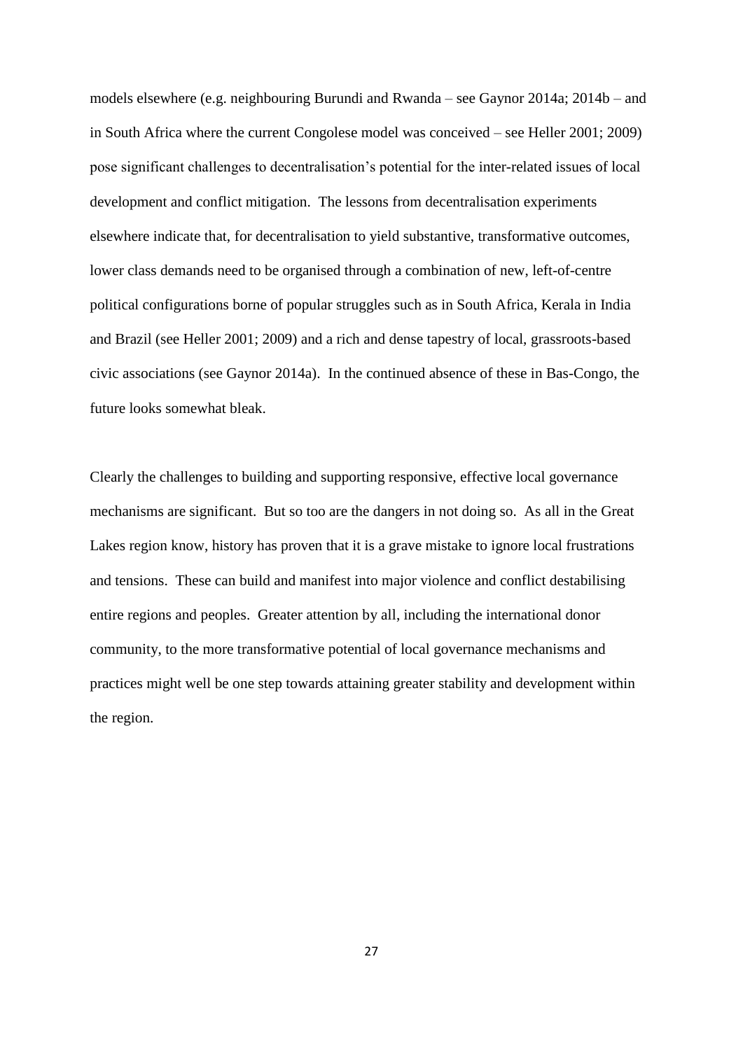models elsewhere (e.g. neighbouring Burundi and Rwanda – see Gaynor 2014a; 2014b – and in South Africa where the current Congolese model was conceived – see Heller 2001; 2009) pose significant challenges to decentralisation's potential for the inter-related issues of local development and conflict mitigation. The lessons from decentralisation experiments elsewhere indicate that, for decentralisation to yield substantive, transformative outcomes, lower class demands need to be organised through a combination of new, left-of-centre political configurations borne of popular struggles such as in South Africa, Kerala in India and Brazil (see Heller 2001; 2009) and a rich and dense tapestry of local, grassroots-based civic associations (see Gaynor 2014a). In the continued absence of these in Bas-Congo, the future looks somewhat bleak.

Clearly the challenges to building and supporting responsive, effective local governance mechanisms are significant. But so too are the dangers in not doing so. As all in the Great Lakes region know, history has proven that it is a grave mistake to ignore local frustrations and tensions. These can build and manifest into major violence and conflict destabilising entire regions and peoples. Greater attention by all, including the international donor community, to the more transformative potential of local governance mechanisms and practices might well be one step towards attaining greater stability and development within the region.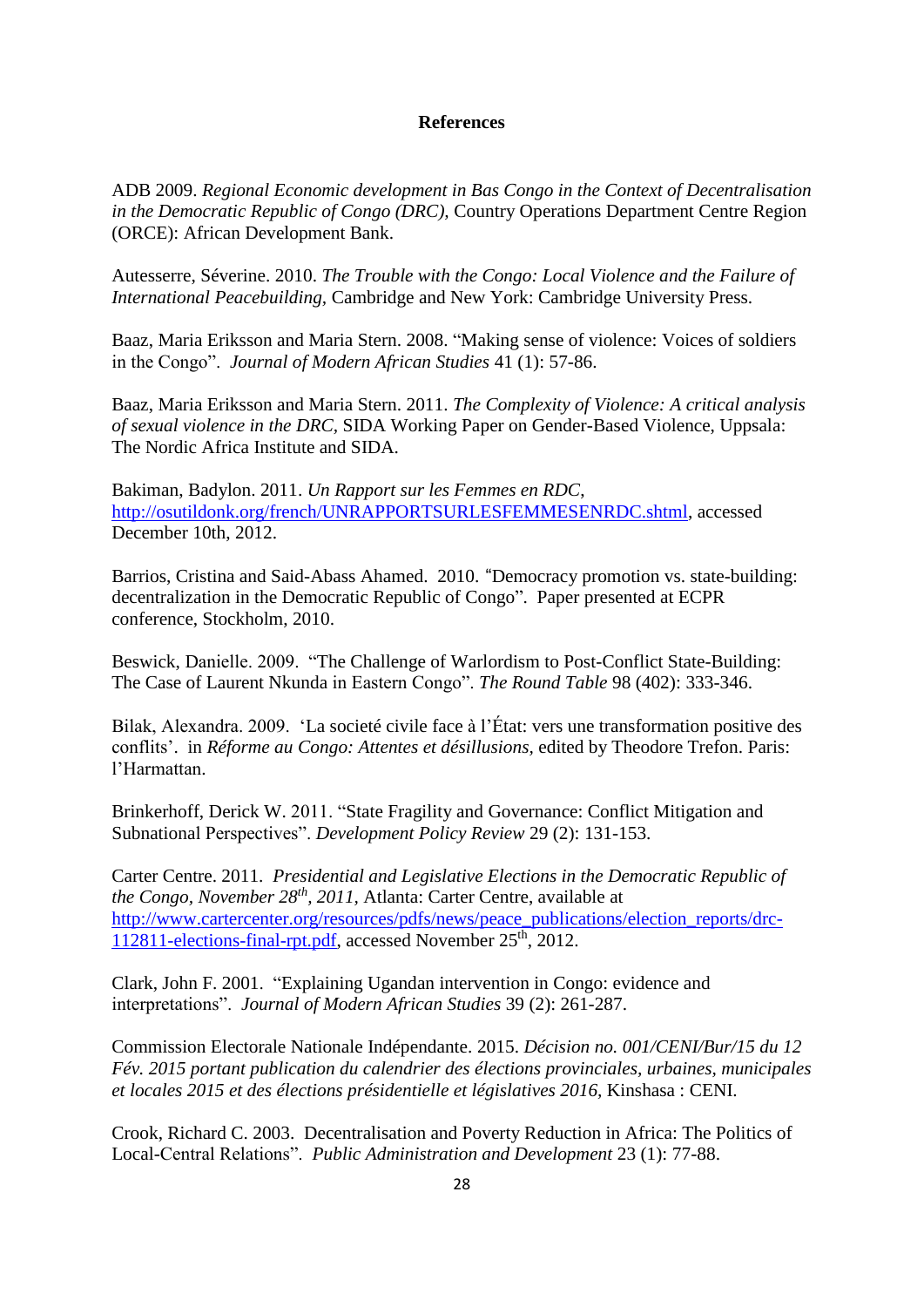**References**

ADB 2009. *Regional Economic development in Bas Congo in the Context of Decentralisation in the Democratic Republic of Congo (DRC),* Country Operations Department Centre Region (ORCE): African Development Bank.

Autesserre, Séverine. 2010. *The Trouble with the Congo: Local Violence and the Failure of International Peacebuilding,* Cambridge and New York: Cambridge University Press.

Baaz, Maria Eriksson and Maria Stern. 2008. "Making sense of violence: Voices of soldiers in the Congo". *Journal of Modern African Studies* 41 (1): 57-86.

Baaz, Maria Eriksson and Maria Stern. 2011. *The Complexity of Violence: A critical analysis of sexual violence in the DRC,* SIDA Working Paper on Gender-Based Violence, Uppsala: The Nordic Africa Institute and SIDA.

Bakiman, Badylon. 2011. *Un Rapport sur les Femmes en RDC,* http://osutildonk.org/french/UNRAPPORTSURLESFEMMESENRDC.shtml, accessed December 10th, 2012.

Barrios, Cristina and Said-Abass Ahamed. 2010. "Democracy promotion vs. state-building: decentralization in the Democratic Republic of Congo". Paper presented at ECPR conference, Stockholm, 2010.

Beswick, Danielle. 2009. "The Challenge of Warlordism to Post-Conflict State-Building: The Case of Laurent Nkunda in Eastern Congo". *The Round Table* 98 (402): 333-346.

Bilak, Alexandra. 2009. 'La societé civile face à l'État: vers une transformation positive des conflits'. in *Réforme au Congo: Attentes et désillusions,* edited by Theodore Trefon. Paris: l'Harmattan.

Brinkerhoff, Derick W. 2011. "State Fragility and Governance: Conflict Mitigation and Subnational Perspectives". *Development Policy Review* 29 (2): 131-153.

Carter Centre. 2011. *Presidential and Legislative Elections in the Democratic Republic of the Congo, November 28th, 2011,* Atlanta: Carter Centre, available at http://www.cartercenter.org/resources/pdfs/news/peace_publications/election_reports/drc-112811-elections-final-rpt.pdf, accessed November 25th, 2012.

Clark, John F. 2001. "Explaining Ugandan intervention in Congo: evidence and interpretations". *Journal of Modern African Studies* 39 (2): 261-287.

Commission Electorale Nationale Indépendante. 2015. *Décision no. 001/CENI/Bur/15 du 12 Fév. 2015 portant publication du calendrier des élections provinciales, urbaines, municipales et locales 2015 et des élections présidentielle et législatives 2016,* Kinshasa : CENI.

Crook, Richard C. 2003. Decentralisation and Poverty Reduction in Africa: The Politics of Local-Central Relations". *Public Administration and Development* 23 (1): 77-88.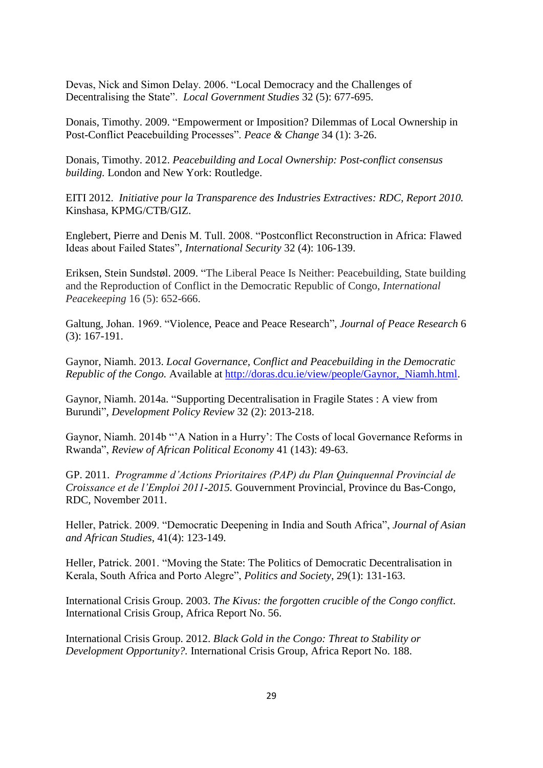Devas, Nick and Simon Delay. 2006. "Local Democracy and the Challenges of Decentralising the State". *Local Government Studies* 32 (5): 677-695.

Donais, Timothy. 2009. "Empowerment or Imposition? Dilemmas of Local Ownership in Post-Conflict Peacebuilding Processes". *Peace & Change* 34 (1): 3-26.

Donais, Timothy. 2012. *Peacebuilding and Local Ownership: Post-conflict consensus building.* London and New York: Routledge.

EITI 2012. *Initiative pour la Transparence des Industries Extractives: RDC, Report 2010.* Kinshasa, KPMG/CTB/GIZ.

Englebert, Pierre and Denis M. Tull. 2008. "Postconflict Reconstruction in Africa: Flawed Ideas about Failed States", *International Security* 32 (4): 106-139.

Eriksen, Stein Sundstøl. 2009. "The Liberal Peace Is Neither: Peacebuilding, State building and the Reproduction of Conflict in the Democratic Republic of Congo, *International Peacekeeping* 16 (5): 652-666.

Galtung, Johan. 1969. "Violence, Peace and Peace Research", *Journal of Peace Research* 6 (3): 167-191.

Gaynor, Niamh. 2013. *Local Governance, Conflict and Peacebuilding in the Democratic Republic of the Congo.* Available at http://doras.dcu.ie/view/people/Gaynor,_Niamh.html.

Gaynor, Niamh. 2014a. "Supporting Decentralisation in Fragile States : A view from Burundi", *Development Policy Review* 32 (2): 2013-218.

Gaynor, Niamh. 2014b "'A Nation in a Hurry': The Costs of local Governance Reforms in Rwanda", *Review of African Political Economy* 41 (143): 49-63.

GP. 2011. *Programme d'Actions Prioritaires (PAP) du Plan Quinquennal Provincial de Croissance et de l'Emploi 2011-2015.* Gouvernment Provincial, Province du Bas-Congo, RDC, November 2011.

Heller, Patrick. 2009. "Democratic Deepening in India and South Africa", *Journal of Asian and African Studies*, 41(4): 123-149.

Heller, Patrick. 2001. "Moving the State: The Politics of Democratic Decentralisation in Kerala, South Africa and Porto Alegre", *Politics and Society*, 29(1): 131-163.

International Crisis Group. 2003. *The Kivus: the forgotten crucible of the Congo conflict*. International Crisis Group, Africa Report No. 56.

International Crisis Group. 2012. *Black Gold in the Congo: Threat to Stability or Development Opportunity?.* International Crisis Group, Africa Report No. 188.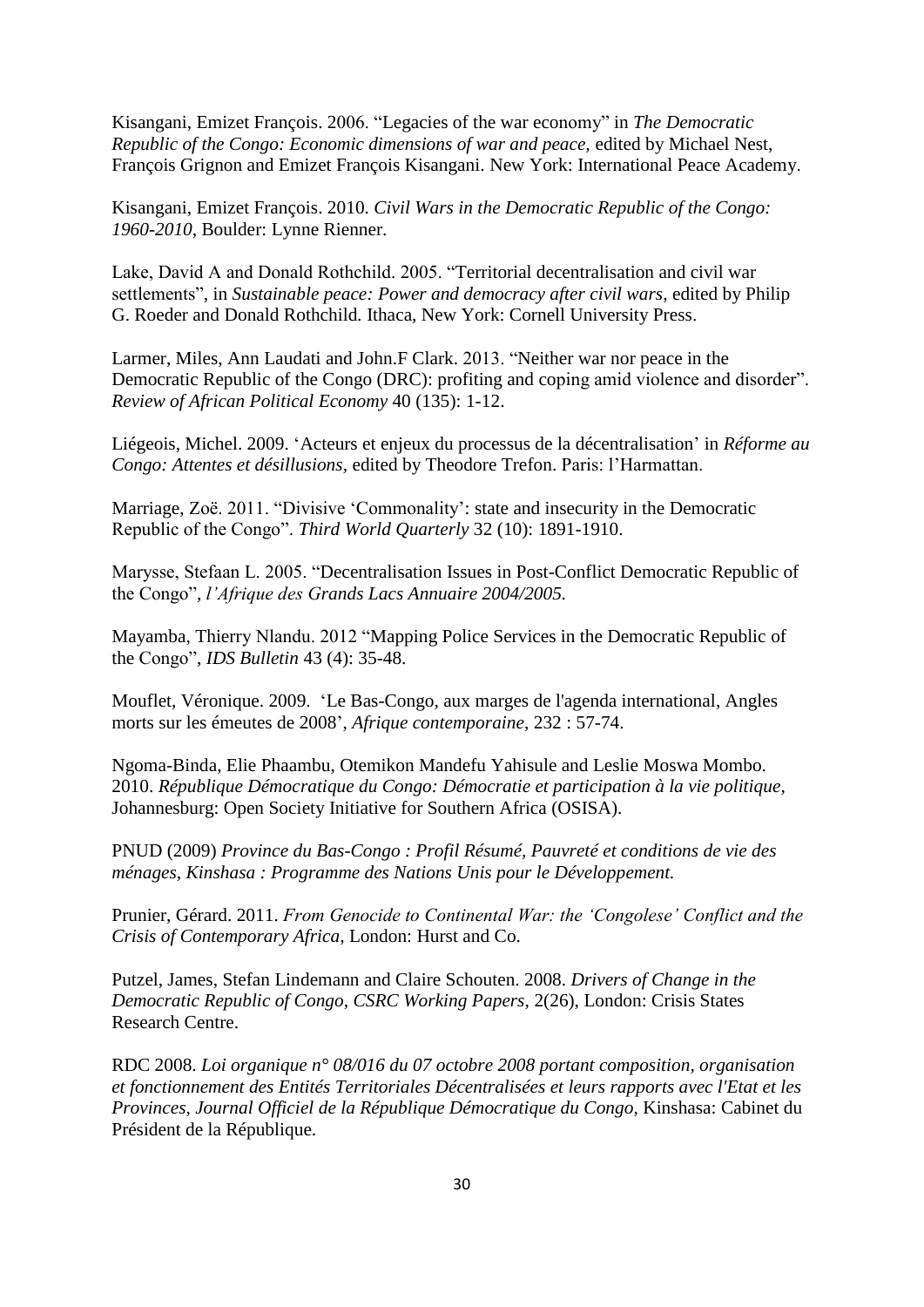Kisangani, Emizet François. 2006. "Legacies of the war economy" in *The Democratic Republic of the Congo: Economic dimensions of war and peace,* edited by Michael Nest, François Grignon and Emizet François Kisangani. New York: International Peace Academy.

Kisangani, Emizet François. 2010. *Civil Wars in the Democratic Republic of the Congo: 1960-2010*, Boulder: Lynne Rienner.

Lake, David A and Donald Rothchild. 2005. "Territorial decentralisation and civil war settlements", in *Sustainable peace: Power and democracy after civil wars*, edited by Philip G. Roeder and Donald Rothchild. Ithaca, New York: Cornell University Press.

Larmer, Miles, Ann Laudati and John.F Clark. 2013. "Neither war nor peace in the Democratic Republic of the Congo (DRC): profiting and coping amid violence and disorder". *Review of African Political Economy* 40 (135): 1-12.

Liégeois, Michel. 2009. 'Acteurs et enjeux du processus de la décentralisation' in *Réforme au Congo: Attentes et désillusions,* edited by Theodore Trefon. Paris: l'Harmattan.

Marriage, Zoë. 2011. "Divisive 'Commonality': state and insecurity in the Democratic Republic of the Congo". *Third World Quarterly* 32 (10): 1891-1910.

Marysse, Stefaan L. 2005. "Decentralisation Issues in Post-Conflict Democratic Republic of the Congo", *l'Afrique des Grands Lacs Annuaire 2004/2005.*

Mayamba, Thierry Nlandu. 2012 "Mapping Police Services in the Democratic Republic of the Congo", *IDS Bulletin* 43 (4): 35-48.

Mouflet, Véronique. 2009. 'Le Bas-Congo, aux marges de l'agenda international, Angles morts sur les émeutes de 2008', *Afrique contemporaine*, 232 : 57-74.

Ngoma-Binda, Elie Phaambu, Otemikon Mandefu Yahisule and Leslie Moswa Mombo. 2010. *République Démocratique du Congo: Démocratie et participation à la vie politique,* Johannesburg: Open Society Initiative for Southern Africa (OSISA).

PNUD (2009) *Province du Bas-Congo : Profil Résumé, Pauvreté et conditions de vie des ménages, Kinshasa : Programme des Nations Unis pour le Développement.*

Prunier, Gérard. 2011. *From Genocide to Continental War: the 'Congolese' Conflict and the Crisis of Contemporary Africa*, London: Hurst and Co.

Putzel, James, Stefan Lindemann and Claire Schouten. 2008. *Drivers of Change in the Democratic Republic of Congo, CSRC Working Papers,* 2(26), London: Crisis States Research Centre.

RDC 2008. *Loi organique n° 08/016 du 07 octobre 2008 portant composition, organisation et fonctionnement des Entités Territoriales Décentralisées et leurs rapports avec l'Etat et les Provinces, Journal Officiel de la République Démocratique du Congo*, Kinshasa: Cabinet du Président de la République.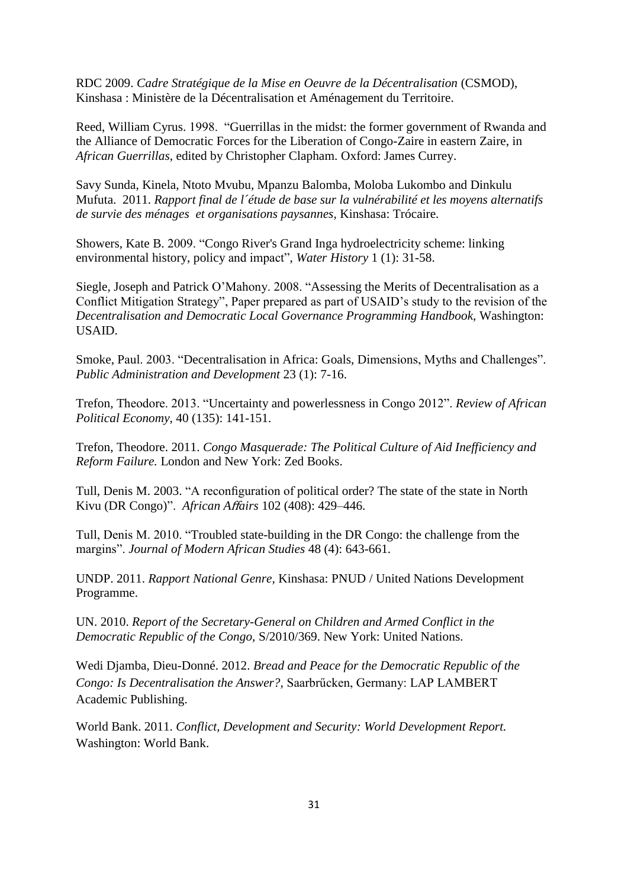RDC 2009. *Cadre Stratégique de la Mise en Oeuvre de la Décentralisation* (CSMOD), Kinshasa : Ministère de la Décentralisation et Aménagement du Territoire.

Reed, William Cyrus. 1998. "Guerrillas in the midst: the former government of Rwanda and the Alliance of Democratic Forces for the Liberation of Congo-Zaire in eastern Zaire, in *African Guerrillas*, edited by Christopher Clapham. Oxford: James Currey.

Savy Sunda, Kinela, Ntoto Mvubu, Mpanzu Balomba, Moloba Lukombo and Dinkulu Mufuta. 2011. *Rapport final de l´étude de base sur la vulnérabilité et les moyens alternatifs de survie des ménages et organisations paysannes*, Kinshasa: Trócaire.

Showers, Kate B. 2009. "Congo River's Grand Inga hydroelectricity scheme: linking environmental history, policy and impact", *Water History* 1 (1): 31-58.

Siegle, Joseph and Patrick O'Mahony. 2008. "Assessing the Merits of Decentralisation as a Conflict Mitigation Strategy", Paper prepared as part of USAID's study to the revision of the *Decentralisation and Democratic Local Governance Programming Handbook*, Washington: USAID.

Smoke, Paul. 2003. "Decentralisation in Africa: Goals, Dimensions, Myths and Challenges". *Public Administration and Development* 23 (1): 7-16.

Trefon, Theodore. 2013. "Uncertainty and powerlessness in Congo 2012". *Review of African Political Economy,* 40 (135): 141-151.

Trefon, Theodore. 2011. *Congo Masquerade: The Political Culture of Aid Inefficiency and Reform Failure.* London and New York: Zed Books.

Tull, Denis M. 2003. "A reconfiguration of political order? The state of the state in North Kivu (DR Congo)". *African Affairs* 102 (408): 429–446.

Tull, Denis M. 2010. "Troubled state-building in the DR Congo: the challenge from the margins". *Journal of Modern African Studies* 48 (4): 643-661.

UNDP. 2011. *Rapport National Genre,* Kinshasa: PNUD / United Nations Development Programme.

UN. 2010. *Report of the Secretary-General on Children and Armed Conflict in the Democratic Republic of the Congo,* S/2010/369. New York: United Nations.

Wedi Djamba, Dieu-Donné. 2012. *Bread and Peace for the Democratic Republic of the Congo: Is Decentralisation the Answer?,* Saarbrűcken, Germany: LAP LAMBERT Academic Publishing.

World Bank. 2011. *Conflict, Development and Security: World Development Report.* Washington: World Bank.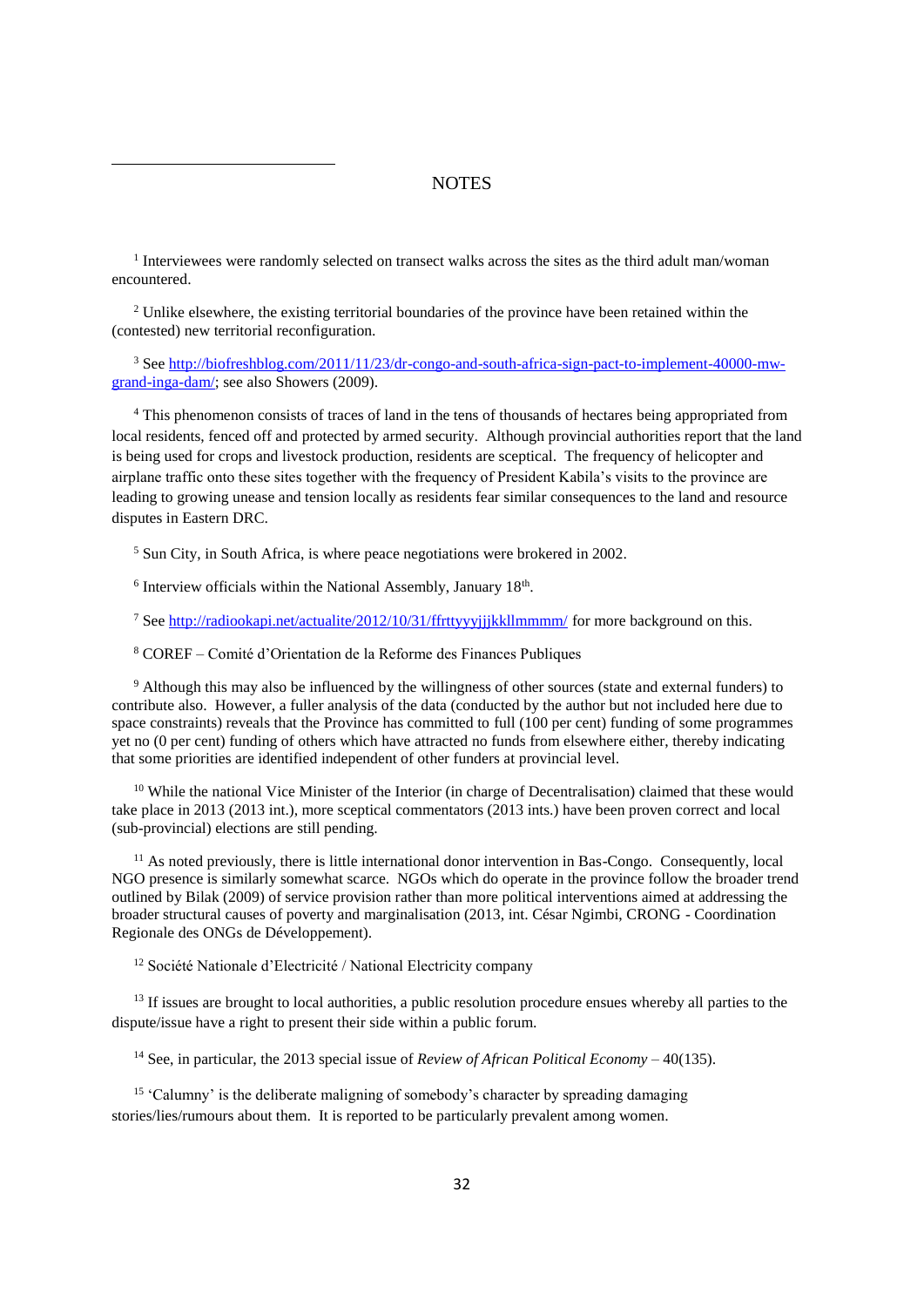# NOTES

[1] Interviewees were randomly selected on transect walks across the sites as the third adult man/woman encountered.

[2] Unlike elsewhere, the existing territorial boundaries of the province have been retained within the (contested) new territorial reconfiguration.

[3] See http://biofreshblog.com/2011/11/23/dr-congo-and-south-africa-sign-pact-to-implement-40000-mw-grand-inga-dam/; see also Showers (2009).

[4] This phenomenon consists of traces of land in the tens of thousands of hectares being appropriated from local residents, fenced off and protected by armed security. Although provincial authorities report that the land is being used for crops and livestock production, residents are sceptical. The frequency of helicopter and airplane traffic onto these sites together with the frequency of President Kabila's visits to the province are leading to growing unease and tension locally as residents fear similar consequences to the land and resource disputes in Eastern DRC.

[5] Sun City, in South Africa, is where peace negotiations were brokered in 2002.

[6] Interview officials within the National Assembly, January 18th.

[7] See http://radiookapi.net/actualite/2012/10/31/ffrttyyyjjjkkllmmmm/ for more background on this.

[8] COREF – Comité d'Orientation de la Reforme des Finances Publiques

[9] Although this may also be influenced by the willingness of other sources (state and external funders) to contribute also. However, a fuller analysis of the data (conducted by the author but not included here due to space constraints) reveals that the Province has committed to full (100 per cent) funding of some programmes yet no (0 per cent) funding of others which have attracted no funds from elsewhere either, thereby indicating that some priorities are identified independent of other funders at provincial level.

[10] While the national Vice Minister of the Interior (in charge of Decentralisation) claimed that these would take place in 2013 (2013 int.), more sceptical commentators (2013 ints.) have been proven correct and local (sub-provincial) elections are still pending.

[11] As noted previously, there is little international donor intervention in Bas-Congo. Consequently, local NGO presence is similarly somewhat scarce. NGOs which do operate in the province follow the broader trend outlined by Bilak (2009) of service provision rather than more political interventions aimed at addressing the broader structural causes of poverty and marginalisation (2013, int. César Ngimbi, CRONG - Coordination Regionale des ONGs de Développement).

[12] Société Nationale d'Electricité / National Electricity company

[13] If issues are brought to local authorities, a public resolution procedure ensues whereby all parties to the dispute/issue have a right to present their side within a public forum.

[14] See, in particular, the 2013 special issue of *Review of African Political Economy* – 40(135).

[15] 'Calumny' is the deliberate maligning of somebody's character by spreading damaging stories/lies/rumours about them. It is reported to be particularly prevalent among women.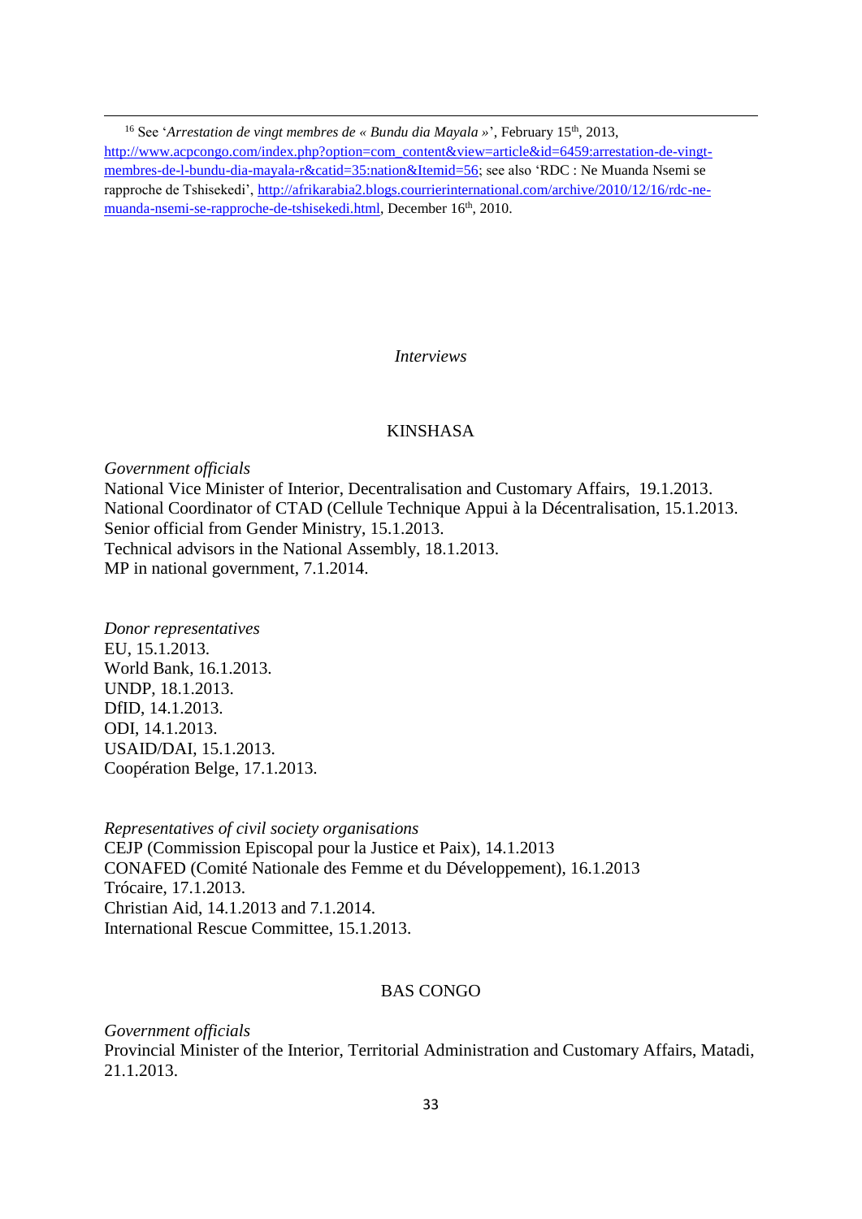[16] See '*Arrestation de vingt membres de « Bundu dia Mayala »*', February 15th, 2013, http://www.acpcongo.com/index.php?option=com_content&view=article&id=6459:arrestation-de-vingt-membres-de-l-bundu-dia-mayala-r&catid=35:nation&Itemid=56; see also 'RDC : Ne Muanda Nsemi se rapproche de Tshisekedi', http://afrikarabia2.blogs.courrierinternational.com/archive/2010/12/16/rdc-ne-muanda-nsemi-se-rapproche-de-tshisekedi.html, December 16th, 2010.

*Interviews*

KINSHASA

*Government officials*

National Vice Minister of Interior, Decentralisation and Customary Affairs, 19.1.2013.
National Coordinator of CTAD (Cellule Technique Appui à la Décentralisation, 15.1.2013.
Senior official from Gender Ministry, 15.1.2013.
Technical advisors in the National Assembly, 18.1.2013.
MP in national government, 7.1.2014.

*Donor representatives*

EU, 15.1.2013.
World Bank, 16.1.2013.
UNDP, 18.1.2013.
DfID, 14.1.2013.
ODI, 14.1.2013.
USAID/DAI, 15.1.2013.
Coopération Belge, 17.1.2013.

*Representatives of civil society organisations*

CEJP (Commission Episcopal pour la Justice et Paix), 14.1.2013
CONAFED (Comité Nationale des Femme et du Développement), 16.1.2013
Trócaire, 17.1.2013.
Christian Aid, 14.1.2013 and 7.1.2014.
International Rescue Committee, 15.1.2013.

BAS CONGO

*Government officials*

Provincial Minister of the Interior, Territorial Administration and Customary Affairs, Matadi, 21.1.2013.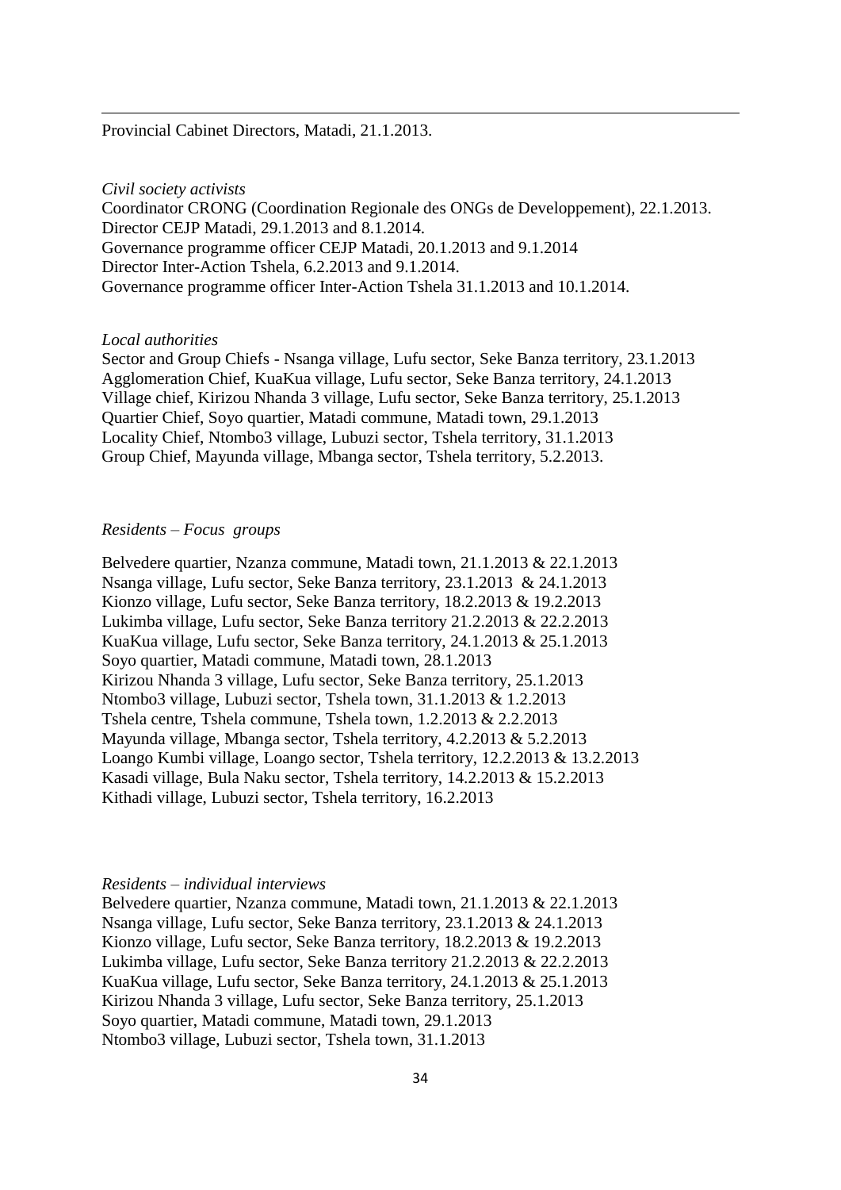Provincial Cabinet Directors, Matadi, 21.1.2013.

*Civil society activists*

Coordinator CRONG (Coordination Regionale des ONGs de Developpement), 22.1.2013.
Director CEJP Matadi, 29.1.2013 and 8.1.2014.
Governance programme officer CEJP Matadi, 20.1.2013 and 9.1.2014
Director Inter-Action Tshela, 6.2.2013 and 9.1.2014.
Governance programme officer Inter-Action Tshela 31.1.2013 and 10.1.2014.

*Local authorities*

Sector and Group Chiefs - Nsanga village, Lufu sector, Seke Banza territory, 23.1.2013
Agglomeration Chief, KuaKua village, Lufu sector, Seke Banza territory, 24.1.2013
Village chief, Kirizou Nhanda 3 village, Lufu sector, Seke Banza territory, 25.1.2013
Quartier Chief, Soyo quartier, Matadi commune, Matadi town, 29.1.2013
Locality Chief, Ntombo3 village, Lubuzi sector, Tshela territory, 31.1.2013
Group Chief, Mayunda village, Mbanga sector, Tshela territory, 5.2.2013.

*Residents – Focus groups*

Belvedere quartier, Nzanza commune, Matadi town, 21.1.2013 & 22.1.2013
Nsanga village, Lufu sector, Seke Banza territory, 23.1.2013 & 24.1.2013
Kionzo village, Lufu sector, Seke Banza territory, 18.2.2013 & 19.2.2013
Lukimba village, Lufu sector, Seke Banza territory 21.2.2013 & 22.2.2013
KuaKua village, Lufu sector, Seke Banza territory, 24.1.2013 & 25.1.2013
Soyo quartier, Matadi commune, Matadi town, 28.1.2013
Kirizou Nhanda 3 village, Lufu sector, Seke Banza territory, 25.1.2013
Ntombo3 village, Lubuzi sector, Tshela town, 31.1.2013 & 1.2.2013
Tshela centre, Tshela commune, Tshela town, 1.2.2013 & 2.2.2013
Mayunda village, Mbanga sector, Tshela territory, 4.2.2013 & 5.2.2013
Loango Kumbi village, Loango sector, Tshela territory, 12.2.2013 & 13.2.2013
Kasadi village, Bula Naku sector, Tshela territory, 14.2.2013 & 15.2.2013
Kithadi village, Lubuzi sector, Tshela territory, 16.2.2013

*Residents – individual interviews*

Belvedere quartier, Nzanza commune, Matadi town, 21.1.2013 & 22.1.2013
Nsanga village, Lufu sector, Seke Banza territory, 23.1.2013 & 24.1.2013
Kionzo village, Lufu sector, Seke Banza territory, 18.2.2013 & 19.2.2013
Lukimba village, Lufu sector, Seke Banza territory 21.2.2013 & 22.2.2013
KuaKua village, Lufu sector, Seke Banza territory, 24.1.2013 & 25.1.2013
Kirizou Nhanda 3 village, Lufu sector, Seke Banza territory, 25.1.2013
Soyo quartier, Matadi commune, Matadi town, 29.1.2013
Ntombo3 village, Lubuzi sector, Tshela town, 31.1.2013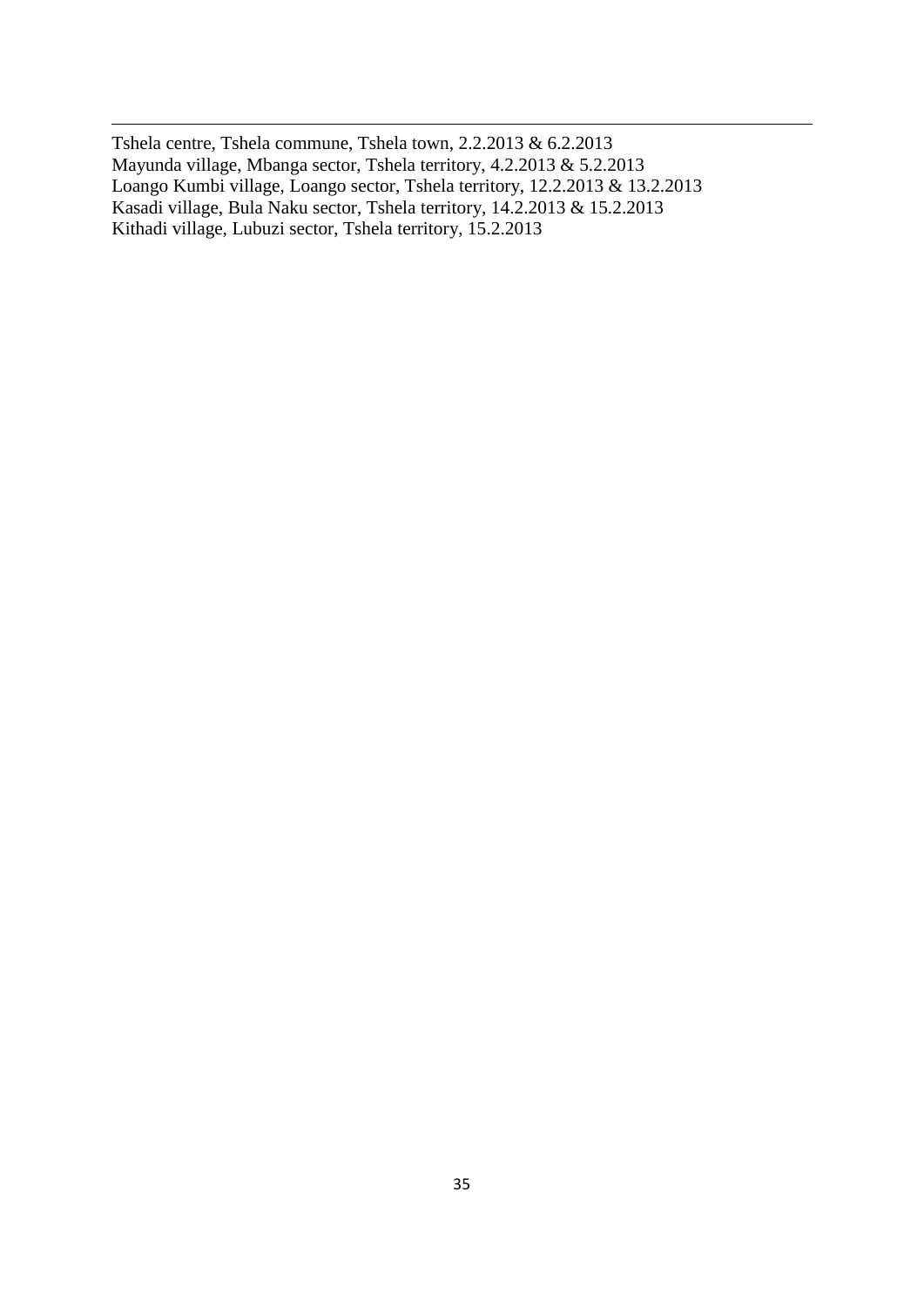Tshela centre, Tshela commune, Tshela town, 2.2.2013 & 6.2.2013
Mayunda village, Mbanga sector, Tshela territory, 4.2.2013 & 5.2.2013
Loango Kumbi village, Loango sector, Tshela territory, 12.2.2013 & 13.2.2013
Kasadi village, Bula Naku sector, Tshela territory, 14.2.2013 & 15.2.2013
Kithadi village, Lubuzi sector, Tshela territory, 15.2.2013